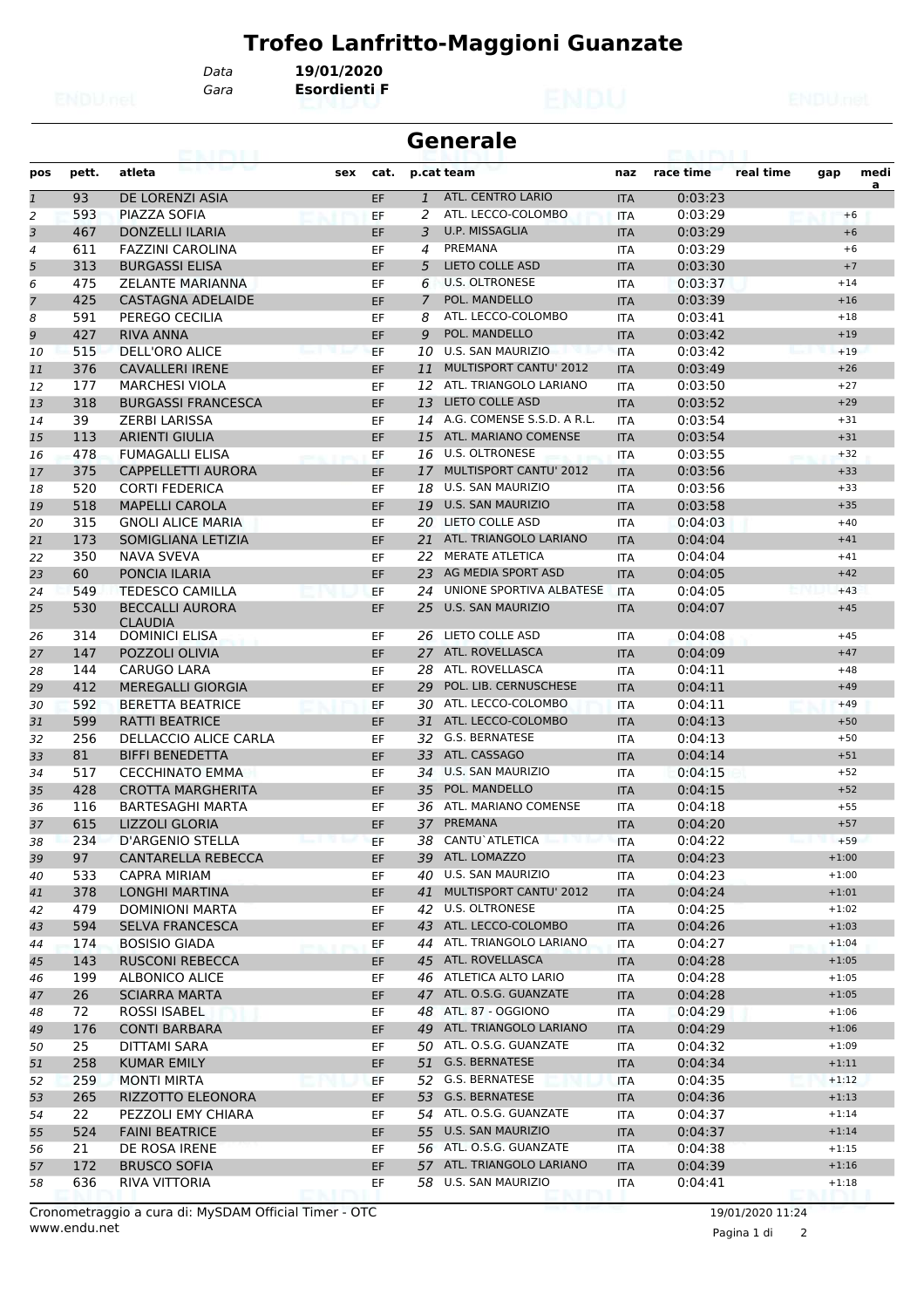# Trofeo Lanfritto-Maggioni Guanzate

Data **19/01/2020**
Gara **Esordienti F**

## Generale

| pos | pett. | atleta | sex | cat. | p.cat | team | naz | race time | real time | gap | medi a |
|---|---|---|---|---|---|---|---|---|---|---|---|
| 1 | 93 | DE LORENZI ASIA | | EF | 1 | ATL. CENTRO LARIO | ITA | 0:03:23 | | | |
| 2 | 593 | PIAZZA SOFIA | | EF | 2 | ATL. LECCO-COLOMBO | ITA | 0:03:29 | | +6 | |
| 3 | 467 | DONZELLI ILARIA | | EF | 3 | U.P. MISSAGLIA | ITA | 0:03:29 | | +6 | |
| 4 | 611 | FAZZINI CAROLINA | | EF | 4 | PREMANA | ITA | 0:03:29 | | +6 | |
| 5 | 313 | BURGASSI ELISA | | EF | 5 | LIETO COLLE ASD | ITA | 0:03:30 | | +7 | |
| 6 | 475 | ZELANTE MARIANNA | | EF | 6 | U.S. OLTRONESE | ITA | 0:03:37 | | +14 | |
| 7 | 425 | CASTAGNA ADELAIDE | | EF | 7 | POL. MANDELLO | ITA | 0:03:39 | | +16 | |
| 8 | 591 | PEREGO CECILIA | | EF | 8 | ATL. LECCO-COLOMBO | ITA | 0:03:41 | | +18 | |
| 9 | 427 | RIVA ANNA | | EF | 9 | POL. MANDELLO | ITA | 0:03:42 | | +19 | |
| 10 | 515 | DELL'ORO ALICE | | EF | 10 | U.S. SAN MAURIZIO | ITA | 0:03:42 | | +19 | |
| 11 | 376 | CAVALLERI IRENE | | EF | 11 | MULTISPORT CANTU' 2012 | ITA | 0:03:49 | | +26 | |
| 12 | 177 | MARCHESI VIOLA | | EF | 12 | ATL. TRIANGOLO LARIANO | ITA | 0:03:50 | | +27 | |
| 13 | 318 | BURGASSI FRANCESCA | | EF | 13 | LIETO COLLE ASD | ITA | 0:03:52 | | +29 | |
| 14 | 39 | ZERBI LARISSA | | EF | 14 | A.G. COMENSE S.S.D. A R.L. | ITA | 0:03:54 | | +31 | |
| 15 | 113 | ARIENTI GIULIA | | EF | 15 | ATL. MARIANO COMENSE | ITA | 0:03:54 | | +31 | |
| 16 | 478 | FUMAGALLI ELISA | | EF | 16 | U.S. OLTRONESE | ITA | 0:03:55 | | +32 | |
| 17 | 375 | CAPPELLETTI AURORA | | EF | 17 | MULTISPORT CANTU' 2012 | ITA | 0:03:56 | | +33 | |
| 18 | 520 | CORTI FEDERICA | | EF | 18 | U.S. SAN MAURIZIO | ITA | 0:03:56 | | +33 | |
| 19 | 518 | MAPELLI CAROLA | | EF | 19 | U.S. SAN MAURIZIO | ITA | 0:03:58 | | +35 | |
| 20 | 315 | GNOLI ALICE MARIA | | EF | 20 | LIETO COLLE ASD | ITA | 0:04:03 | | +40 | |
| 21 | 173 | SOMIGLIANA LETIZIA | | EF | 21 | ATL. TRIANGOLO LARIANO | ITA | 0:04:04 | | +41 | |
| 22 | 350 | NAVA SVEVA | | EF | 22 | MERATE ATLETICA | ITA | 0:04:04 | | +41 | |
| 23 | 60 | PONCIA ILARIA | | EF | 23 | AG MEDIA SPORT ASD | ITA | 0:04:05 | | +42 | |
| 24 | 549 | TEDESCO CAMILLA | | EF | 24 | UNIONE SPORTIVA ALBATESE | ITA | 0:04:05 | | +43 | |
| 25 | 530 | BECCALLI AURORA CLAUDIA | | EF | 25 | U.S. SAN MAURIZIO | ITA | 0:04:07 | | +45 | |
| 26 | 314 | DOMINICI ELISA | | EF | 26 | LIETO COLLE ASD | ITA | 0:04:08 | | +45 | |
| 27 | 147 | POZZOLI OLIVIA | | EF | 27 | ATL. ROVELLASCA | ITA | 0:04:09 | | +47 | |
| 28 | 144 | CARUGO LARA | | EF | 28 | ATL. ROVELLASCA | ITA | 0:04:11 | | +48 | |
| 29 | 412 | MEREGALLI GIORGIA | | EF | 29 | POL. LIB. CERNUSCHESE | ITA | 0:04:11 | | +49 | |
| 30 | 592 | BERETTA BEATRICE | | EF | 30 | ATL. LECCO-COLOMBO | ITA | 0:04:11 | | +49 | |
| 31 | 599 | RATTI BEATRICE | | EF | 31 | ATL. LECCO-COLOMBO | ITA | 0:04:13 | | +50 | |
| 32 | 256 | DELLACCIO ALICE CARLA | | EF | 32 | G.S. BERNATESE | ITA | 0:04:13 | | +50 | |
| 33 | 81 | BIFFI BENEDETTA | | EF | 33 | ATL. CASSAGO | ITA | 0:04:14 | | +51 | |
| 34 | 517 | CECCHINATO EMMA | | EF | 34 | U.S. SAN MAURIZIO | ITA | 0:04:15 | | +52 | |
| 35 | 428 | CROTTA MARGHERITA | | EF | 35 | POL. MANDELLO | ITA | 0:04:15 | | +52 | |
| 36 | 116 | BARTESAGHI MARTA | | EF | 36 | ATL. MARIANO COMENSE | ITA | 0:04:18 | | +55 | |
| 37 | 615 | LIZZOLI GLORIA | | EF | 37 | PREMANA | ITA | 0:04:20 | | +57 | |
| 38 | 234 | D'ARGENIO STELLA | | EF | 38 | CANTU`ATLETICA | ITA | 0:04:22 | | +59 | |
| 39 | 97 | CANTARELLA REBECCA | | EF | 39 | ATL. LOMAZZO | ITA | 0:04:23 | | +1:00 | |
| 40 | 533 | CAPRA MIRIAM | | EF | 40 | U.S. SAN MAURIZIO | ITA | 0:04:23 | | +1:00 | |
| 41 | 378 | LONGHI MARTINA | | EF | 41 | MULTISPORT CANTU' 2012 | ITA | 0:04:24 | | +1:01 | |
| 42 | 479 | DOMINIONI MARTA | | EF | 42 | U.S. OLTRONESE | ITA | 0:04:25 | | +1:02 | |
| 43 | 594 | SELVA FRANCESCA | | EF | 43 | ATL. LECCO-COLOMBO | ITA | 0:04:26 | | +1:03 | |
| 44 | 174 | BOSISIO GIADA | | EF | 44 | ATL. TRIANGOLO LARIANO | ITA | 0:04:27 | | +1:04 | |
| 45 | 143 | RUSCONI REBECCA | | EF | 45 | ATL. ROVELLASCA | ITA | 0:04:28 | | +1:05 | |
| 46 | 199 | ALBONICO ALICE | | EF | 46 | ATLETICA ALTO LARIO | ITA | 0:04:28 | | +1:05 | |
| 47 | 26 | SCIARRA MARTA | | EF | 47 | ATL. O.S.G. GUANZATE | ITA | 0:04:28 | | +1:05 | |
| 48 | 72 | ROSSI ISABEL | | EF | 48 | ATL. 87 - OGGIONO | ITA | 0:04:29 | | +1:06 | |
| 49 | 176 | CONTI BARBARA | | EF | 49 | ATL. TRIANGOLO LARIANO | ITA | 0:04:29 | | +1:06 | |
| 50 | 25 | DITTAMI SARA | | EF | 50 | ATL. O.S.G. GUANZATE | ITA | 0:04:32 | | +1:09 | |
| 51 | 258 | KUMAR EMILY | | EF | 51 | G.S. BERNATESE | ITA | 0:04:34 | | +1:11 | |
| 52 | 259 | MONTI MIRTA | | EF | 52 | G.S. BERNATESE | ITA | 0:04:35 | | +1:12 | |
| 53 | 265 | RIZZOTTO ELEONORA | | EF | 53 | G.S. BERNATESE | ITA | 0:04:36 | | +1:13 | |
| 54 | 22 | PEZZOLI EMY CHIARA | | EF | 54 | ATL. O.S.G. GUANZATE | ITA | 0:04:37 | | +1:14 | |
| 55 | 524 | FAINI BEATRICE | | EF | 55 | U.S. SAN MAURIZIO | ITA | 0:04:37 | | +1:14 | |
| 56 | 21 | DE ROSA IRENE | | EF | 56 | ATL. O.S.G. GUANZATE | ITA | 0:04:38 | | +1:15 | |
| 57 | 172 | BRUSCO SOFIA | | EF | 57 | ATL. TRIANGOLO LARIANO | ITA | 0:04:39 | | +1:16 | |
| 58 | 636 | RIVA VITTORIA | | EF | 58 | U.S. SAN MAURIZIO | ITA | 0:04:41 | | +1:18 | |

Cronometraggio a cura di: MySDAM Official Timer - OTC
www.endu.net

19/01/2020 11:24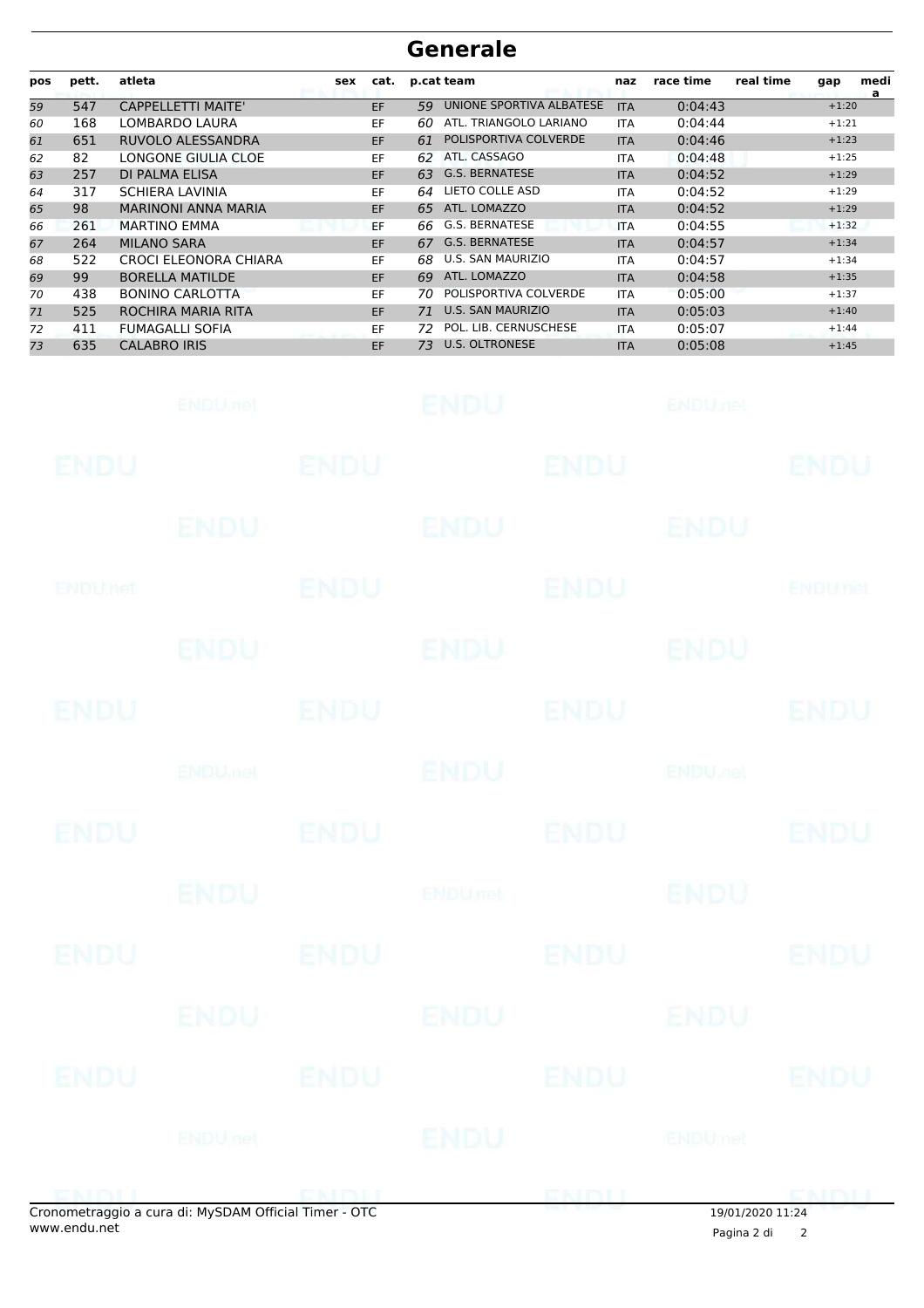# Generale

| pos | pett. | atleta | sex | cat. | p.cat | team | naz | race time | real time | gap | media |
|---|---|---|---|---|---|---|---|---|---|---|---|
| 59 | 547 | CAPPELLETTI MAITE' | | EF | 59 | UNIONE SPORTIVA ALBATESE | ITA | 0:04:43 | | +1:20 | |
| 60 | 168 | LOMBARDO LAURA | | EF | 60 | ATL. TRIANGOLO LARIANO | ITA | 0:04:44 | | +1:21 | |
| 61 | 651 | RUVOLO ALESSANDRA | | EF | 61 | POLISPORTIVA COLVERDE | ITA | 0:04:46 | | +1:23 | |
| 62 | 82 | LONGONE GIULIA CLOE | | EF | 62 | ATL. CASSAGO | ITA | 0:04:48 | | +1:25 | |
| 63 | 257 | DI PALMA ELISA | | EF | 63 | G.S. BERNATESE | ITA | 0:04:52 | | +1:29 | |
| 64 | 317 | SCHIERA LAVINIA | | EF | 64 | LIETO COLLE ASD | ITA | 0:04:52 | | +1:29 | |
| 65 | 98 | MARINONI ANNA MARIA | | EF | 65 | ATL. LOMAZZO | ITA | 0:04:52 | | +1:29 | |
| 66 | 261 | MARTINO EMMA | | EF | 66 | G.S. BERNATESE | ITA | 0:04:55 | | +1:32 | |
| 67 | 264 | MILANO SARA | | EF | 67 | G.S. BERNATESE | ITA | 0:04:57 | | +1:34 | |
| 68 | 522 | CROCI ELEONORA CHIARA | | EF | 68 | U.S. SAN MAURIZIO | ITA | 0:04:57 | | +1:34 | |
| 69 | 99 | BORELLA MATILDE | | EF | 69 | ATL. LOMAZZO | ITA | 0:04:58 | | +1:35 | |
| 70 | 438 | BONINO CARLOTTA | | EF | 70 | POLISPORTIVA COLVERDE | ITA | 0:05:00 | | +1:37 | |
| 71 | 525 | ROCHIRA MARIA RITA | | EF | 71 | U.S. SAN MAURIZIO | ITA | 0:05:03 | | +1:40 | |
| 72 | 411 | FUMAGALLI SOFIA | | EF | 72 | POL. LIB. CERNUSCHESE | ITA | 0:05:07 | | +1:44 | |
| 73 | 635 | CALABRO IRIS | | EF | 73 | U.S. OLTRONESE | ITA | 0:05:08 | | +1:45 | |

Cronometraggio a cura di: MySDAM Official Timer - OTC
www.endu.net

19/01/2020 11:24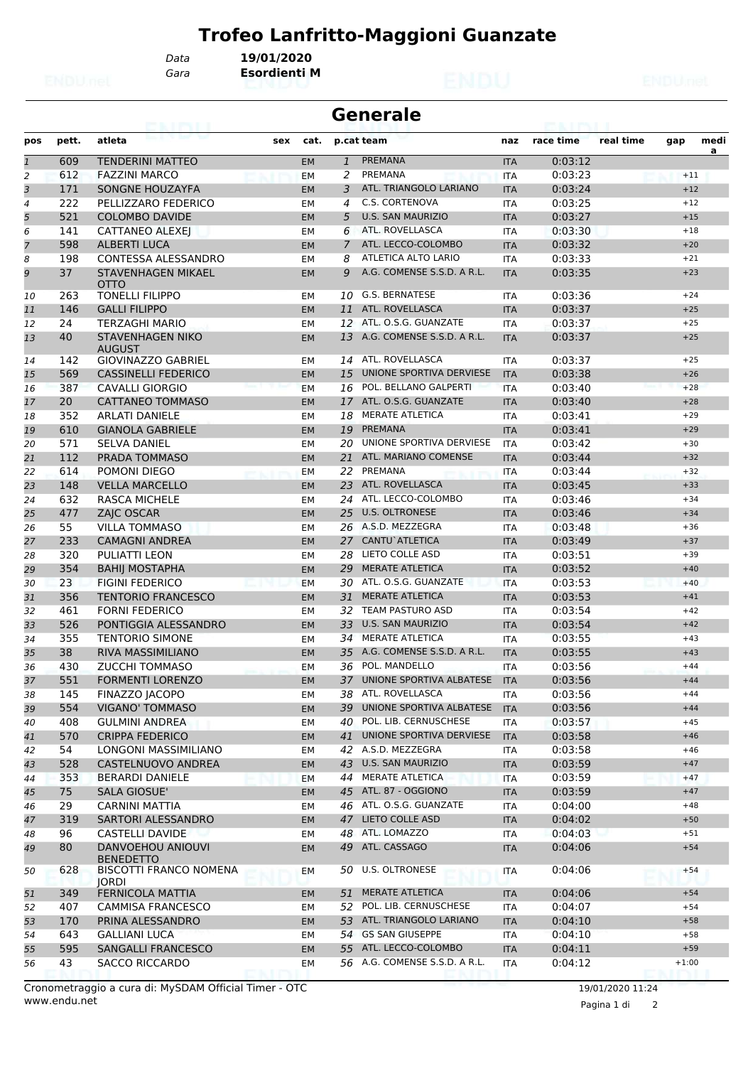# Trofeo Lanfritto-Maggioni Guanzate

*Data* **19/01/2020**
*Gara* **Esordienti M**

## Generale

| pos | pett. | atleta | sex | cat. | p.cat | team | naz | race time | real time | gap | medi a |
|---|---|---|---|---|---|---|---|---|---|---|---|
| 1 | 609 | TENDERINI MATTEO | | EM | 1 | PREMANA | ITA | 0:03:12 | | | |
| 2 | 612 | FAZZINI MARCO | | EM | 2 | PREMANA | ITA | 0:03:23 | | +11 | |
| 3 | 171 | SONGNE HOUZAYFA | | EM | 3 | ATL. TRIANGOLO LARIANO | ITA | 0:03:24 | | +12 | |
| 4 | 222 | PELLIZZARO FEDERICO | | EM | 4 | C.S. CORTENOVA | ITA | 0:03:25 | | +12 | |
| 5 | 521 | COLOMBO DAVIDE | | EM | 5 | U.S. SAN MAURIZIO | ITA | 0:03:27 | | +15 | |
| 6 | 141 | CATTANEO ALEXEJ | | EM | 6 | ATL. ROVELLASCA | ITA | 0:03:30 | | +18 | |
| 7 | 598 | ALBERTI LUCA | | EM | 7 | ATL. LECCO-COLOMBO | ITA | 0:03:32 | | +20 | |
| 8 | 198 | CONTESSA ALESSANDRO | | EM | 8 | ATLETICA ALTO LARIO | ITA | 0:03:33 | | +21 | |
| 9 | 37 | STAVENHAGEN MIKAEL OTTO | | EM | 9 | A.G. COMENSE S.S.D. A R.L. | ITA | 0:03:35 | | +23 | |
| 10 | 263 | TONELLI FILIPPO | | EM | 10 | G.S. BERNATESE | ITA | 0:03:36 | | +24 | |
| 11 | 146 | GALLI FILIPPO | | EM | 11 | ATL. ROVELLASCA | ITA | 0:03:37 | | +25 | |
| 12 | 24 | TERZAGHI MARIO | | EM | 12 | ATL. O.S.G. GUANZATE | ITA | 0:03:37 | | +25 | |
| 13 | 40 | STAVENHAGEN NIKO AUGUST | | EM | 13 | A.G. COMENSE S.S.D. A R.L. | ITA | 0:03:37 | | +25 | |
| 14 | 142 | GIOVINAZZO GABRIEL | | EM | 14 | ATL. ROVELLASCA | ITA | 0:03:37 | | +25 | |
| 15 | 569 | CASSINELLI FEDERICO | | EM | 15 | UNIONE SPORTIVA DERVIESE | ITA | 0:03:38 | | +26 | |
| 16 | 387 | CAVALLI GIORGIO | | EM | 16 | POL. BELLANO GALPERTI | ITA | 0:03:40 | | +28 | |
| 17 | 20 | CATTANEO TOMMASO | | EM | 17 | ATL. O.S.G. GUANZATE | ITA | 0:03:40 | | +28 | |
| 18 | 352 | ARLATI DANIELE | | EM | 18 | MERATE ATLETICA | ITA | 0:03:41 | | +29 | |
| 19 | 610 | GIANOLA GABRIELE | | EM | 19 | PREMANA | ITA | 0:03:41 | | +29 | |
| 20 | 571 | SELVA DANIEL | | EM | 20 | UNIONE SPORTIVA DERVIESE | ITA | 0:03:42 | | +30 | |
| 21 | 112 | PRADA TOMMASO | | EM | 21 | ATL. MARIANO COMENSE | ITA | 0:03:44 | | +32 | |
| 22 | 614 | POMONI DIEGO | | EM | 22 | PREMANA | ITA | 0:03:44 | | +32 | |
| 23 | 148 | VELLA MARCELLO | | EM | 23 | ATL. ROVELLASCA | ITA | 0:03:45 | | +33 | |
| 24 | 632 | RASCA MICHELE | | EM | 24 | ATL. LECCO-COLOMBO | ITA | 0:03:46 | | +34 | |
| 25 | 477 | ZAJC OSCAR | | EM | 25 | U.S. OLTRONESE | ITA | 0:03:46 | | +34 | |
| 26 | 55 | VILLA TOMMASO | | EM | 26 | A.S.D. MEZZEGRA | ITA | 0:03:48 | | +36 | |
| 27 | 233 | CAMAGNI ANDREA | | EM | 27 | CANTU`ATLETICA | ITA | 0:03:49 | | +37 | |
| 28 | 320 | PULIATTI LEON | | EM | 28 | LIETO COLLE ASD | ITA | 0:03:51 | | +39 | |
| 29 | 354 | BAHIJ MOSTAPHA | | EM | 29 | MERATE ATLETICA | ITA | 0:03:52 | | +40 | |
| 30 | 23 | FIGINI FEDERICO | | EM | 30 | ATL. O.S.G. GUANZATE | ITA | 0:03:53 | | +40 | |
| 31 | 356 | TENTORIO FRANCESCO | | EM | 31 | MERATE ATLETICA | ITA | 0:03:53 | | +41 | |
| 32 | 461 | FORNI FEDERICO | | EM | 32 | TEAM PASTURO ASD | ITA | 0:03:54 | | +42 | |
| 33 | 526 | PONTIGGIA ALESSANDRO | | EM | 33 | U.S. SAN MAURIZIO | ITA | 0:03:54 | | +42 | |
| 34 | 355 | TENTORIO SIMONE | | EM | 34 | MERATE ATLETICA | ITA | 0:03:55 | | +43 | |
| 35 | 38 | RIVA MASSIMILIANO | | EM | 35 | A.G. COMENSE S.S.D. A R.L. | ITA | 0:03:55 | | +43 | |
| 36 | 430 | ZUCCHI TOMMASO | | EM | 36 | POL. MANDELLO | ITA | 0:03:56 | | +44 | |
| 37 | 551 | FORMENTI LORENZO | | EM | 37 | UNIONE SPORTIVA ALBATESE | ITA | 0:03:56 | | +44 | |
| 38 | 145 | FINAZZO JACOPO | | EM | 38 | ATL. ROVELLASCA | ITA | 0:03:56 | | +44 | |
| 39 | 554 | VIGANO' TOMMASO | | EM | 39 | UNIONE SPORTIVA ALBATESE | ITA | 0:03:56 | | +44 | |
| 40 | 408 | GULMINI ANDREA | | EM | 40 | POL. LIB. CERNUSCHESE | ITA | 0:03:57 | | +45 | |
| 41 | 570 | CRIPPA FEDERICO | | EM | 41 | UNIONE SPORTIVA DERVIESE | ITA | 0:03:58 | | +46 | |
| 42 | 54 | LONGONI MASSIMILIANO | | EM | 42 | A.S.D. MEZZEGRA | ITA | 0:03:58 | | +46 | |
| 43 | 528 | CASTELNUOVO ANDREA | | EM | 43 | U.S. SAN MAURIZIO | ITA | 0:03:59 | | +47 | |
| 44 | 353 | BERARDI DANIELE | | EM | 44 | MERATE ATLETICA | ITA | 0:03:59 | | +47 | |
| 45 | 75 | SALA GIOSUE' | | EM | 45 | ATL. 87 - OGGIONO | ITA | 0:03:59 | | +47 | |
| 46 | 29 | CARNINI MATTIA | | EM | 46 | ATL. O.S.G. GUANZATE | ITA | 0:04:00 | | +48 | |
| 47 | 319 | SARTORI ALESSANDRO | | EM | 47 | LIETO COLLE ASD | ITA | 0:04:02 | | +50 | |
| 48 | 96 | CASTELLI DAVIDE | | EM | 48 | ATL. LOMAZZO | ITA | 0:04:03 | | +51 | |
| 49 | 80 | DANVOEHOU ANIOUVI BENEDETTO | | EM | 49 | ATL. CASSAGO | ITA | 0:04:06 | | +54 | |
| 50 | 628 | BISCOTTI FRANCO NOMENA JORDI | | EM | 50 | U.S. OLTRONESE | ITA | 0:04:06 | | +54 | |
| 51 | 349 | FERNICOLA MATTIA | | EM | 51 | MERATE ATLETICA | ITA | 0:04:06 | | +54 | |
| 52 | 407 | CAMMISA FRANCESCO | | EM | 52 | POL. LIB. CERNUSCHESE | ITA | 0:04:07 | | +54 | |
| 53 | 170 | PRINA ALESSANDRO | | EM | 53 | ATL. TRIANGOLO LARIANO | ITA | 0:04:10 | | +58 | |
| 54 | 643 | GALLIANI LUCA | | EM | 54 | GS SAN GIUSEPPE | ITA | 0:04:10 | | +58 | |
| 55 | 595 | SANGALLI FRANCESCO | | EM | 55 | ATL. LECCO-COLOMBO | ITA | 0:04:11 | | +59 | |
| 56 | 43 | SACCO RICCARDO | | EM | 56 | A.G. COMENSE S.S.D. A R.L. | ITA | 0:04:12 | | +1:00 | |

Cronometraggio a cura di: MySDAM Official Timer - OTC
www.endu.net
19/01/2020 11:24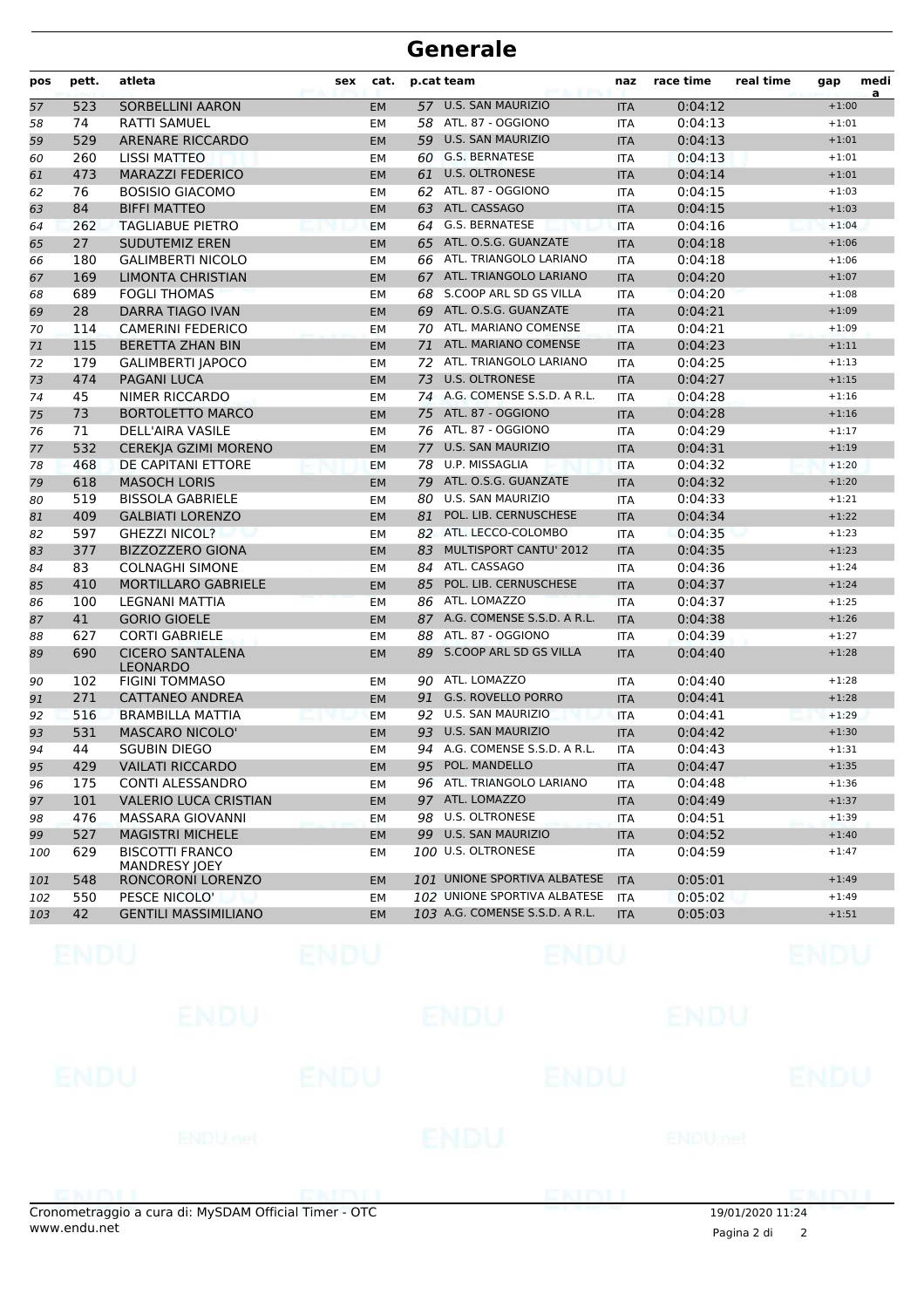# Generale

| pos | pett. | atleta | sex | cat. | p.cat | team | naz | race time | real time | gap | media |
|---|---|---|---|---|---|---|---|---|---|---|---|
| 57 | 523 | SORBELLINI AARON | | EM | 57 | U.S. SAN MAURIZIO | ITA | 0:04:12 | | +1:00 | |
| 58 | 74 | RATTI SAMUEL | | EM | 58 | ATL. 87 - OGGIONO | ITA | 0:04:13 | | +1:01 | |
| 59 | 529 | ARENARE RICCARDO | | EM | 59 | U.S. SAN MAURIZIO | ITA | 0:04:13 | | +1:01 | |
| 60 | 260 | LISSI MATTEO | | EM | 60 | G.S. BERNATESE | ITA | 0:04:13 | | +1:01 | |
| 61 | 473 | MARAZZI FEDERICO | | EM | 61 | U.S. OLTRONESE | ITA | 0:04:14 | | +1:01 | |
| 62 | 76 | BOSISIO GIACOMO | | EM | 62 | ATL. 87 - OGGIONO | ITA | 0:04:15 | | +1:03 | |
| 63 | 84 | BIFFI MATTEO | | EM | 63 | ATL. CASSAGO | ITA | 0:04:15 | | +1:03 | |
| 64 | 262 | TAGLIABUE PIETRO | | EM | 64 | G.S. BERNATESE | ITA | 0:04:16 | | +1:04 | |
| 65 | 27 | SUDUTEMIZ EREN | | EM | 65 | ATL. O.S.G. GUANZATE | ITA | 0:04:18 | | +1:06 | |
| 66 | 180 | GALIMBERTI NICOLO | | EM | 66 | ATL. TRIANGOLO LARIANO | ITA | 0:04:18 | | +1:06 | |
| 67 | 169 | LIMONTA CHRISTIAN | | EM | 67 | ATL. TRIANGOLO LARIANO | ITA | 0:04:20 | | +1:07 | |
| 68 | 689 | FOGLI THOMAS | | EM | 68 | S.COOP ARL SD GS VILLA | ITA | 0:04:20 | | +1:08 | |
| 69 | 28 | DARRA TIAGO IVAN | | EM | 69 | ATL. O.S.G. GUANZATE | ITA | 0:04:21 | | +1:09 | |
| 70 | 114 | CAMERINI FEDERICO | | EM | 70 | ATL. MARIANO COMENSE | ITA | 0:04:21 | | +1:09 | |
| 71 | 115 | BERETTA ZHAN BIN | | EM | 71 | ATL. MARIANO COMENSE | ITA | 0:04:23 | | +1:11 | |
| 72 | 179 | GALIMBERTI JAPOCO | | EM | 72 | ATL. TRIANGOLO LARIANO | ITA | 0:04:25 | | +1:13 | |
| 73 | 474 | PAGANI LUCA | | EM | 73 | U.S. OLTRONESE | ITA | 0:04:27 | | +1:15 | |
| 74 | 45 | NIMER RICCARDO | | EM | 74 | A.G. COMENSE S.S.D. A R.L. | ITA | 0:04:28 | | +1:16 | |
| 75 | 73 | BORTOLETTO MARCO | | EM | 75 | ATL. 87 - OGGIONO | ITA | 0:04:28 | | +1:16 | |
| 76 | 71 | DELL'AIRA VASILE | | EM | 76 | ATL. 87 - OGGIONO | ITA | 0:04:29 | | +1:17 | |
| 77 | 532 | CEREKJA GZIMI MORENO | | EM | 77 | U.S. SAN MAURIZIO | ITA | 0:04:31 | | +1:19 | |
| 78 | 468 | DE CAPITANI ETTORE | | EM | 78 | U.P. MISSAGLIA | ITA | 0:04:32 | | +1:20 | |
| 79 | 618 | MASOCH LORIS | | EM | 79 | ATL. O.S.G. GUANZATE | ITA | 0:04:32 | | +1:20 | |
| 80 | 519 | BISSOLA GABRIELE | | EM | 80 | U.S. SAN MAURIZIO | ITA | 0:04:33 | | +1:21 | |
| 81 | 409 | GALBIATI LORENZO | | EM | 81 | POL. LIB. CERNUSCHESE | ITA | 0:04:34 | | +1:22 | |
| 82 | 597 | GHEZZI NICOL? | | EM | 82 | ATL. LECCO-COLOMBO | ITA | 0:04:35 | | +1:23 | |
| 83 | 377 | BIZZOZZERO GIONA | | EM | 83 | MULTISPORT CANTU' 2012 | ITA | 0:04:35 | | +1:23 | |
| 84 | 83 | COLNAGHI SIMONE | | EM | 84 | ATL. CASSAGO | ITA | 0:04:36 | | +1:24 | |
| 85 | 410 | MORTILLARO GABRIELE | | EM | 85 | POL. LIB. CERNUSCHESE | ITA | 0:04:37 | | +1:24 | |
| 86 | 100 | LEGNANI MATTIA | | EM | 86 | ATL. LOMAZZO | ITA | 0:04:37 | | +1:25 | |
| 87 | 41 | GORIO GIOELE | | EM | 87 | A.G. COMENSE S.S.D. A R.L. | ITA | 0:04:38 | | +1:26 | |
| 88 | 627 | CORTI GABRIELE | | EM | 88 | ATL. 87 - OGGIONO | ITA | 0:04:39 | | +1:27 | |
| 89 | 690 | CICERO SANTALENA LEONARDO | | EM | 89 | S.COOP ARL SD GS VILLA | ITA | 0:04:40 | | +1:28 | |
| 90 | 102 | FIGINI TOMMASO | | EM | 90 | ATL. LOMAZZO | ITA | 0:04:40 | | +1:28 | |
| 91 | 271 | CATTANEO ANDREA | | EM | 91 | G.S. ROVELLO PORRO | ITA | 0:04:41 | | +1:28 | |
| 92 | 516 | BRAMBILLA MATTIA | | EM | 92 | U.S. SAN MAURIZIO | ITA | 0:04:41 | | +1:29 | |
| 93 | 531 | MASCARO NICOLO' | | EM | 93 | U.S. SAN MAURIZIO | ITA | 0:04:42 | | +1:30 | |
| 94 | 44 | SGUBIN DIEGO | | EM | 94 | A.G. COMENSE S.S.D. A R.L. | ITA | 0:04:43 | | +1:31 | |
| 95 | 429 | VAILATI RICCARDO | | EM | 95 | POL. MANDELLO | ITA | 0:04:47 | | +1:35 | |
| 96 | 175 | CONTI ALESSANDRO | | EM | 96 | ATL. TRIANGOLO LARIANO | ITA | 0:04:48 | | +1:36 | |
| 97 | 101 | VALERIO LUCA CRISTIAN | | EM | 97 | ATL. LOMAZZO | ITA | 0:04:49 | | +1:37 | |
| 98 | 476 | MASSARA GIOVANNI | | EM | 98 | U.S. OLTRONESE | ITA | 0:04:51 | | +1:39 | |
| 99 | 527 | MAGISTRI MICHELE | | EM | 99 | U.S. SAN MAURIZIO | ITA | 0:04:52 | | +1:40 | |
| 100 | 629 | BISCOTTI FRANCO MANDRESY JOEY | | EM | 100 | U.S. OLTRONESE | ITA | 0:04:59 | | +1:47 | |
| 101 | 548 | RONCORONI LORENZO | | EM | 101 | UNIONE SPORTIVA ALBATESE | ITA | 0:05:01 | | +1:49 | |
| 102 | 550 | PESCE NICOLO' | | EM | 102 | UNIONE SPORTIVA ALBATESE | ITA | 0:05:02 | | +1:49 | |
| 103 | 42 | GENTILI MASSIMILIANO | | EM | 103 | A.G. COMENSE S.S.D. A R.L. | ITA | 0:05:03 | | +1:51 | |

Cronometraggio a cura di: MySDAM Official Timer - OTC
www.endu.net

19/01/2020 11:24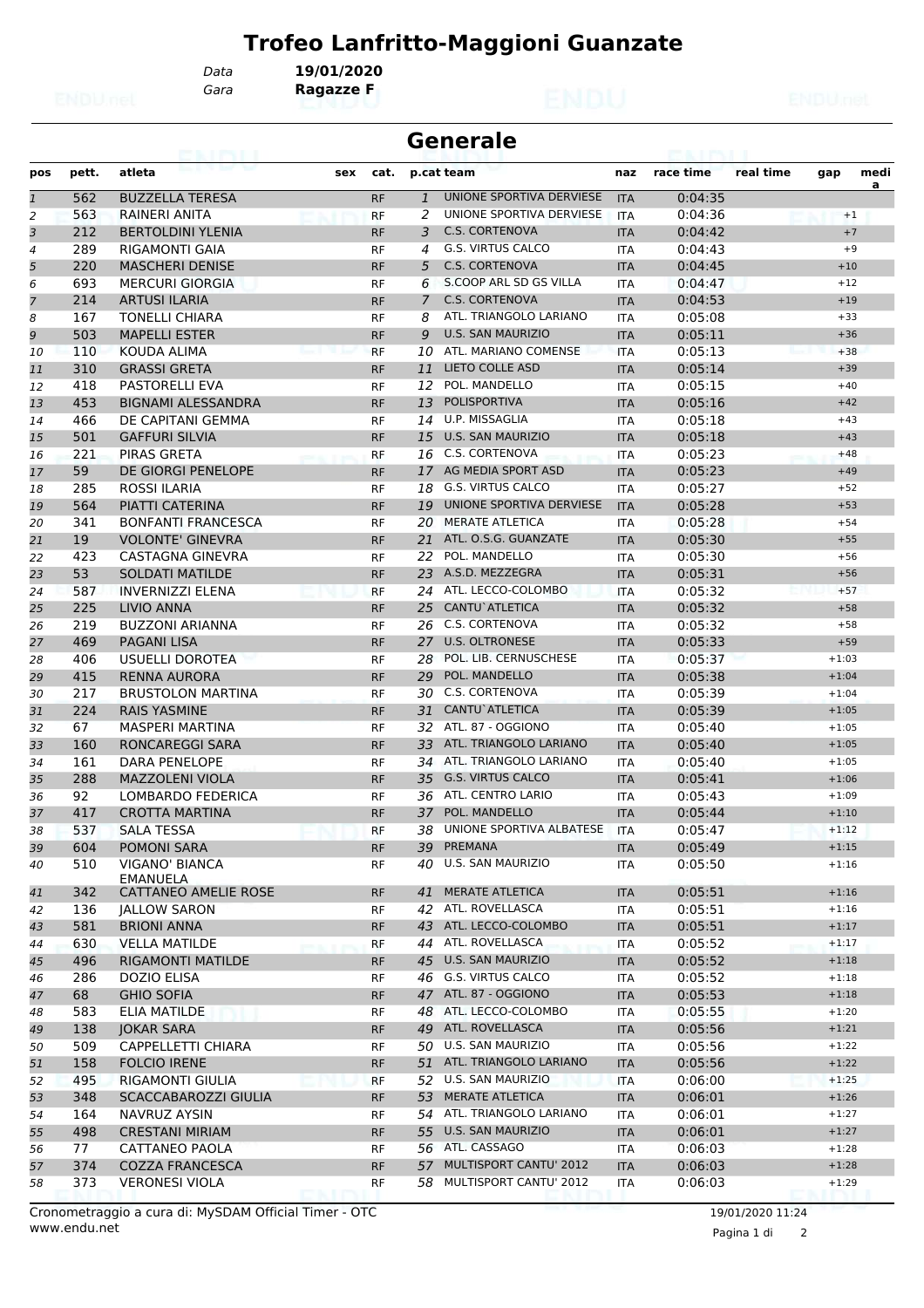# Trofeo Lanfritto-Maggioni Guanzate

Data **19/01/2020**
Gara **Ragazze F**

## Generale

| pos | pett. | atleta | sex | cat. | p.cat | team | naz | race time | real time | gap | medi a |
|---|---|---|---|---|---|---|---|---|---|---|---|
| 1 | 562 | BUZZELLA TERESA | | RF | 1 | UNIONE SPORTIVA DERVIESE | ITA | 0:04:35 | | | |
| 2 | 563 | RAINERI ANITA | | RF | 2 | UNIONE SPORTIVA DERVIESE | ITA | 0:04:36 | | +1 | |
| 3 | 212 | BERTOLDINI YLENIA | | RF | 3 | C.S. CORTENOVA | ITA | 0:04:42 | | +7 | |
| 4 | 289 | RIGAMONTI GAIA | | RF | 4 | G.S. VIRTUS CALCO | ITA | 0:04:43 | | +9 | |
| 5 | 220 | MASCHERI DENISE | | RF | 5 | C.S. CORTENOVA | ITA | 0:04:45 | | +10 | |
| 6 | 693 | MERCURI GIORGIA | | RF | 6 | S.COOP ARL SD GS VILLA | ITA | 0:04:47 | | +12 | |
| 7 | 214 | ARTUSI ILARIA | | RF | 7 | C.S. CORTENOVA | ITA | 0:04:53 | | +19 | |
| 8 | 167 | TONELLI CHIARA | | RF | 8 | ATL. TRIANGOLO LARIANO | ITA | 0:05:08 | | +33 | |
| 9 | 503 | MAPELLI ESTER | | RF | 9 | U.S. SAN MAURIZIO | ITA | 0:05:11 | | +36 | |
| 10 | 110 | KOUDA ALIMA | | RF | 10 | ATL. MARIANO COMENSE | ITA | 0:05:13 | | +38 | |
| 11 | 310 | GRASSI GRETA | | RF | 11 | LIETO COLLE ASD | ITA | 0:05:14 | | +39 | |
| 12 | 418 | PASTORELLI EVA | | RF | 12 | POL. MANDELLO | ITA | 0:05:15 | | +40 | |
| 13 | 453 | BIGNAMI ALESSANDRA | | RF | 13 | POLISPORTIVA | ITA | 0:05:16 | | +42 | |
| 14 | 466 | DE CAPITANI GEMMA | | RF | 14 | U.P. MISSAGLIA | ITA | 0:05:18 | | +43 | |
| 15 | 501 | GAFFURI SILVIA | | RF | 15 | U.S. SAN MAURIZIO | ITA | 0:05:18 | | +43 | |
| 16 | 221 | PIRAS GRETA | | RF | 16 | C.S. CORTENOVA | ITA | 0:05:23 | | +48 | |
| 17 | 59 | DE GIORGI PENELOPE | | RF | 17 | AG MEDIA SPORT ASD | ITA | 0:05:23 | | +49 | |
| 18 | 285 | ROSSI ILARIA | | RF | 18 | G.S. VIRTUS CALCO | ITA | 0:05:27 | | +52 | |
| 19 | 564 | PIATTI CATERINA | | RF | 19 | UNIONE SPORTIVA DERVIESE | ITA | 0:05:28 | | +53 | |
| 20 | 341 | BONFANTI FRANCESCA | | RF | 20 | MERATE ATLETICA | ITA | 0:05:28 | | +54 | |
| 21 | 19 | VOLONTE' GINEVRA | | RF | 21 | ATL. O.S.G. GUANZATE | ITA | 0:05:30 | | +55 | |
| 22 | 423 | CASTAGNA GINEVRA | | RF | 22 | POL. MANDELLO | ITA | 0:05:30 | | +56 | |
| 23 | 53 | SOLDATI MATILDE | | RF | 23 | A.S.D. MEZZEGRA | ITA | 0:05:31 | | +56 | |
| 24 | 587 | INVERNIZZI ELENA | | RF | 24 | ATL. LECCO-COLOMBO | ITA | 0:05:32 | | +57 | |
| 25 | 225 | LIVIO ANNA | | RF | 25 | CANTU`ATLETICA | ITA | 0:05:32 | | +58 | |
| 26 | 219 | BUZZONI ARIANNA | | RF | 26 | C.S. CORTENOVA | ITA | 0:05:32 | | +58 | |
| 27 | 469 | PAGANI LISA | | RF | 27 | U.S. OLTRONESE | ITA | 0:05:33 | | +59 | |
| 28 | 406 | USUELLI DOROTEA | | RF | 28 | POL. LIB. CERNUSCHESE | ITA | 0:05:37 | | +1:03 | |
| 29 | 415 | RENNA AURORA | | RF | 29 | POL. MANDELLO | ITA | 0:05:38 | | +1:04 | |
| 30 | 217 | BRUSTOLON MARTINA | | RF | 30 | C.S. CORTENOVA | ITA | 0:05:39 | | +1:04 | |
| 31 | 224 | RAIS YASMINE | | RF | 31 | CANTU`ATLETICA | ITA | 0:05:39 | | +1:05 | |
| 32 | 67 | MASPERI MARTINA | | RF | 32 | ATL. 87 - OGGIONO | ITA | 0:05:40 | | +1:05 | |
| 33 | 160 | RONCAREGGI SARA | | RF | 33 | ATL. TRIANGOLO LARIANO | ITA | 0:05:40 | | +1:05 | |
| 34 | 161 | DARA PENELOPE | | RF | 34 | ATL. TRIANGOLO LARIANO | ITA | 0:05:40 | | +1:05 | |
| 35 | 288 | MAZZOLENI VIOLA | | RF | 35 | G.S. VIRTUS CALCO | ITA | 0:05:41 | | +1:06 | |
| 36 | 92 | LOMBARDO FEDERICA | | RF | 36 | ATL. CENTRO LARIO | ITA | 0:05:43 | | +1:09 | |
| 37 | 417 | CROTTA MARTINA | | RF | 37 | POL. MANDELLO | ITA | 0:05:44 | | +1:10 | |
| 38 | 537 | SALA TESSA | | RF | 38 | UNIONE SPORTIVA ALBATESE | ITA | 0:05:47 | | +1:12 | |
| 39 | 604 | POMONI SARA | | RF | 39 | PREMANA | ITA | 0:05:49 | | +1:15 | |
| 40 | 510 | VIGANO' BIANCA EMANUELA | | RF | 40 | U.S. SAN MAURIZIO | ITA | 0:05:50 | | +1:16 | |
| 41 | 342 | CATTANEO AMELIE ROSE | | RF | 41 | MERATE ATLETICA | ITA | 0:05:51 | | +1:16 | |
| 42 | 136 | JALLOW SARON | | RF | 42 | ATL. ROVELLASCA | ITA | 0:05:51 | | +1:16 | |
| 43 | 581 | BRIONI ANNA | | RF | 43 | ATL. LECCO-COLOMBO | ITA | 0:05:51 | | +1:17 | |
| 44 | 630 | VELLA MATILDE | | RF | 44 | ATL. ROVELLASCA | ITA | 0:05:52 | | +1:17 | |
| 45 | 496 | RIGAMONTI MATILDE | | RF | 45 | U.S. SAN MAURIZIO | ITA | 0:05:52 | | +1:18 | |
| 46 | 286 | DOZIO ELISA | | RF | 46 | G.S. VIRTUS CALCO | ITA | 0:05:52 | | +1:18 | |
| 47 | 68 | GHIO SOFIA | | RF | 47 | ATL. 87 - OGGIONO | ITA | 0:05:53 | | +1:18 | |
| 48 | 583 | ELIA MATILDE | | RF | 48 | ATL. LECCO-COLOMBO | ITA | 0:05:55 | | +1:20 | |
| 49 | 138 | JOKAR SARA | | RF | 49 | ATL. ROVELLASCA | ITA | 0:05:56 | | +1:21 | |
| 50 | 509 | CAPPELLETTI CHIARA | | RF | 50 | U.S. SAN MAURIZIO | ITA | 0:05:56 | | +1:22 | |
| 51 | 158 | FOLCIO IRENE | | RF | 51 | ATL. TRIANGOLO LARIANO | ITA | 0:05:56 | | +1:22 | |
| 52 | 495 | RIGAMONTI GIULIA | | RF | 52 | U.S. SAN MAURIZIO | ITA | 0:06:00 | | +1:25 | |
| 53 | 348 | SCACCABAROZZI GIULIA | | RF | 53 | MERATE ATLETICA | ITA | 0:06:01 | | +1:26 | |
| 54 | 164 | NAVRUZ AYSIN | | RF | 54 | ATL. TRIANGOLO LARIANO | ITA | 0:06:01 | | +1:27 | |
| 55 | 498 | CRESTANI MIRIAM | | RF | 55 | U.S. SAN MAURIZIO | ITA | 0:06:01 | | +1:27 | |
| 56 | 77 | CATTANEO PAOLA | | RF | 56 | ATL. CASSAGO | ITA | 0:06:03 | | +1:28 | |
| 57 | 374 | COZZA FRANCESCA | | RF | 57 | MULTISPORT CANTU' 2012 | ITA | 0:06:03 | | +1:28 | |
| 58 | 373 | VERONESI VIOLA | | RF | 58 | MULTISPORT CANTU' 2012 | ITA | 0:06:03 | | +1:29 | |

Cronometraggio a cura di: MySDAM Official Timer - OTC
www.endu.net
19/01/2020 11:24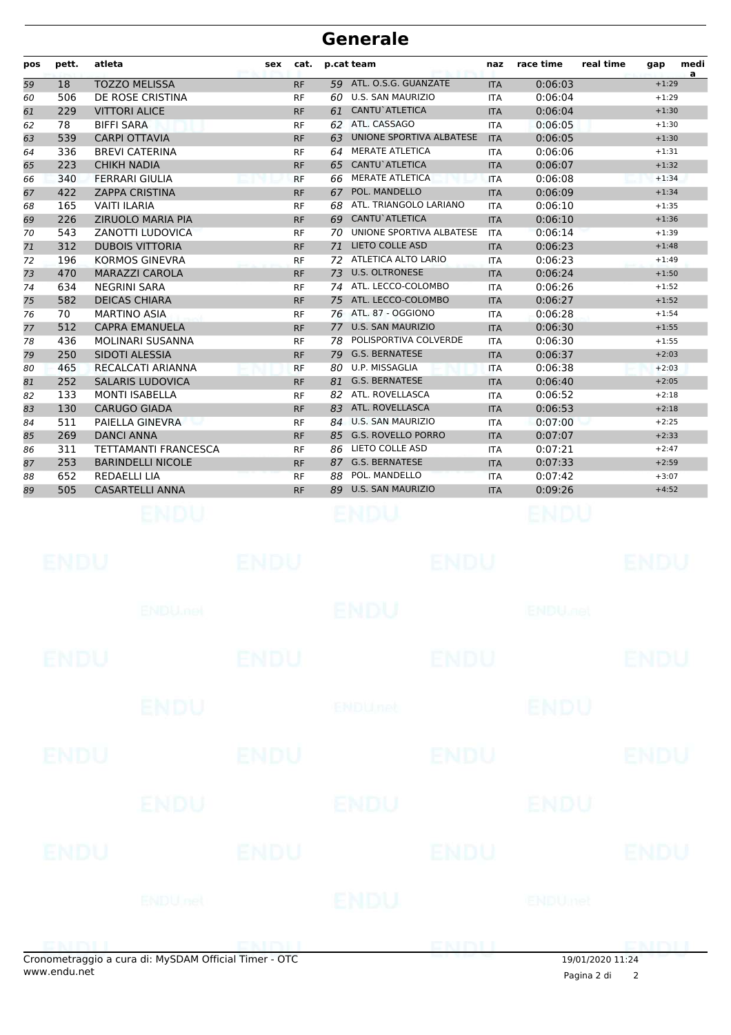# Generale

| pos | pett. | atleta | sex | cat. | p.cat | team | naz | race time | real time | gap | media |
|---|---|---|---|---|---|---|---|---|---|---|---|
| 59 | 18 | TOZZO MELISSA | | RF | 59 | ATL. O.S.G. GUANZATE | ITA | 0:06:03 | | +1:29 | |
| 60 | 506 | DE ROSE CRISTINA | | RF | 60 | U.S. SAN MAURIZIO | ITA | 0:06:04 | | +1:29 | |
| 61 | 229 | VITTORI ALICE | | RF | 61 | CANTU`ATLETICA | ITA | 0:06:04 | | +1:30 | |
| 62 | 78 | BIFFI SARA | | RF | 62 | ATL. CASSAGO | ITA | 0:06:05 | | +1:30 | |
| 63 | 539 | CARPI OTTAVIA | | RF | 63 | UNIONE SPORTIVA ALBATESE | ITA | 0:06:05 | | +1:30 | |
| 64 | 336 | BREVI CATERINA | | RF | 64 | MERATE ATLETICA | ITA | 0:06:06 | | +1:31 | |
| 65 | 223 | CHIKH NADIA | | RF | 65 | CANTU`ATLETICA | ITA | 0:06:07 | | +1:32 | |
| 66 | 340 | FERRARI GIULIA | | RF | 66 | MERATE ATLETICA | ITA | 0:06:08 | | +1:34 | |
| 67 | 422 | ZAPPA CRISTINA | | RF | 67 | POL. MANDELLO | ITA | 0:06:09 | | +1:34 | |
| 68 | 165 | VAITI ILARIA | | RF | 68 | ATL. TRIANGOLO LARIANO | ITA | 0:06:10 | | +1:35 | |
| 69 | 226 | ZIRUOLO MARIA PIA | | RF | 69 | CANTU`ATLETICA | ITA | 0:06:10 | | +1:36 | |
| 70 | 543 | ZANOTTI LUDOVICA | | RF | 70 | UNIONE SPORTIVA ALBATESE | ITA | 0:06:14 | | +1:39 | |
| 71 | 312 | DUBOIS VITTORIA | | RF | 71 | LIETO COLLE ASD | ITA | 0:06:23 | | +1:48 | |
| 72 | 196 | KORMOS GINEVRA | | RF | 72 | ATLETICA ALTO LARIO | ITA | 0:06:23 | | +1:49 | |
| 73 | 470 | MARAZZI CAROLA | | RF | 73 | U.S. OLTRONESE | ITA | 0:06:24 | | +1:50 | |
| 74 | 634 | NEGRINI SARA | | RF | 74 | ATL. LECCO-COLOMBO | ITA | 0:06:26 | | +1:52 | |
| 75 | 582 | DEICAS CHIARA | | RF | 75 | ATL. LECCO-COLOMBO | ITA | 0:06:27 | | +1:52 | |
| 76 | 70 | MARTINO ASIA | | RF | 76 | ATL. 87 - OGGIONO | ITA | 0:06:28 | | +1:54 | |
| 77 | 512 | CAPRA EMANUELA | | RF | 77 | U.S. SAN MAURIZIO | ITA | 0:06:30 | | +1:55 | |
| 78 | 436 | MOLINARI SUSANNA | | RF | 78 | POLISPORTIVA COLVERDE | ITA | 0:06:30 | | +1:55 | |
| 79 | 250 | SIDOTI ALESSIA | | RF | 79 | G.S. BERNATESE | ITA | 0:06:37 | | +2:03 | |
| 80 | 465 | RECALCATI ARIANNA | | RF | 80 | U.P. MISSAGLIA | ITA | 0:06:38 | | +2:03 | |
| 81 | 252 | SALARIS LUDOVICA | | RF | 81 | G.S. BERNATESE | ITA | 0:06:40 | | +2:05 | |
| 82 | 133 | MONTI ISABELLA | | RF | 82 | ATL. ROVELLASCA | ITA | 0:06:52 | | +2:18 | |
| 83 | 130 | CARUGO GIADA | | RF | 83 | ATL. ROVELLASCA | ITA | 0:06:53 | | +2:18 | |
| 84 | 511 | PAIELLA GINEVRA | | RF | 84 | U.S. SAN MAURIZIO | ITA | 0:07:00 | | +2:25 | |
| 85 | 269 | DANCI ANNA | | RF | 85 | G.S. ROVELLO PORRO | ITA | 0:07:07 | | +2:33 | |
| 86 | 311 | TETTAMANTI FRANCESCA | | RF | 86 | LIETO COLLE ASD | ITA | 0:07:21 | | +2:47 | |
| 87 | 253 | BARINDELLI NICOLE | | RF | 87 | G.S. BERNATESE | ITA | 0:07:33 | | +2:59 | |
| 88 | 652 | REDAELLI LIA | | RF | 88 | POL. MANDELLO | ITA | 0:07:42 | | +3:07 | |
| 89 | 505 | CASARTELLI ANNA | | RF | 89 | U.S. SAN MAURIZIO | ITA | 0:09:26 | | +4:52 | |

Cronometraggio a cura di: MySDAM Official Timer - OTC
www.endu.net

19/01/2020 11:24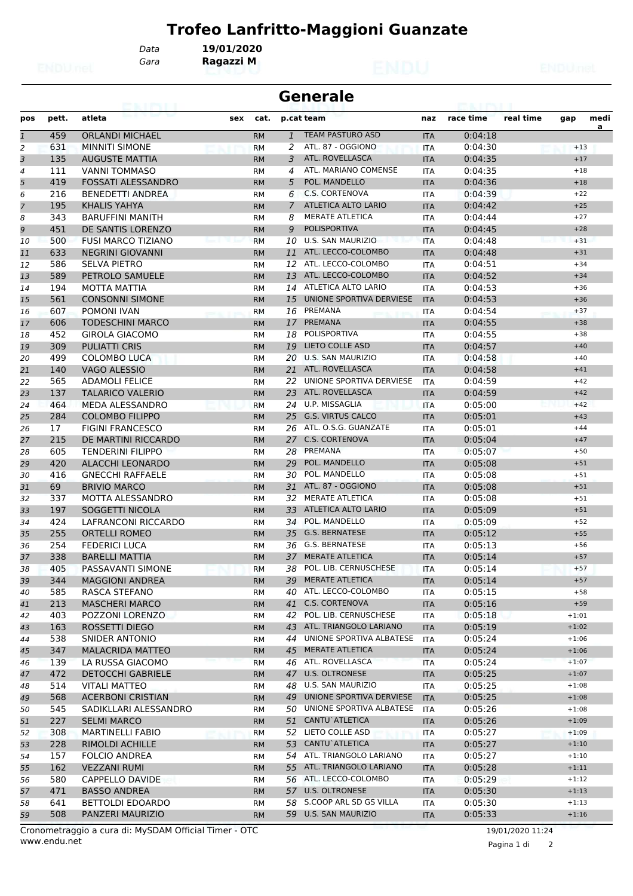# Trofeo Lanfritto-Maggioni Guanzate

Data **19/01/2020**
Gara **Ragazzi M**

## Generale

| pos | pett. | atleta | sex | cat. | p.cat | team | naz | race time | real time | gap | media |
|---|---|---|---|---|---|---|---|---|---|---|---|
| 1 | 459 | ORLANDI MICHAEL | | RM | 1 | TEAM PASTURO ASD | ITA | 0:04:18 | | | |
| 2 | 631 | MINNITI SIMONE | | RM | 2 | ATL. 87 - OGGIONO | ITA | 0:04:30 | | +13 | |
| 3 | 135 | AUGUSTE MATTIA | | RM | 3 | ATL. ROVELLASCA | ITA | 0:04:35 | | +17 | |
| 4 | 111 | VANNI TOMMASO | | RM | 4 | ATL. MARIANO COMENSE | ITA | 0:04:35 | | +18 | |
| 5 | 419 | FOSSATI ALESSANDRO | | RM | 5 | POL. MANDELLO | ITA | 0:04:36 | | +18 | |
| 6 | 216 | BENEDETTI ANDREA | | RM | 6 | C.S. CORTENOVA | ITA | 0:04:39 | | +22 | |
| 7 | 195 | KHALIS YAHYA | | RM | 7 | ATLETICA ALTO LARIO | ITA | 0:04:42 | | +25 | |
| 8 | 343 | BARUFFINI MANITH | | RM | 8 | MERATE ATLETICA | ITA | 0:04:44 | | +27 | |
| 9 | 451 | DE SANTIS LORENZO | | RM | 9 | POLISPORTIVA | ITA | 0:04:45 | | +28 | |
| 10 | 500 | FUSI MARCO TIZIANO | | RM | 10 | U.S. SAN MAURIZIO | ITA | 0:04:48 | | +31 | |
| 11 | 633 | NEGRINI GIOVANNI | | RM | 11 | ATL. LECCO-COLOMBO | ITA | 0:04:48 | | +31 | |
| 12 | 586 | SELVA PIETRO | | RM | 12 | ATL. LECCO-COLOMBO | ITA | 0:04:51 | | +34 | |
| 13 | 589 | PETROLO SAMUELE | | RM | 13 | ATL. LECCO-COLOMBO | ITA | 0:04:52 | | +34 | |
| 14 | 194 | MOTTA MATTIA | | RM | 14 | ATLETICA ALTO LARIO | ITA | 0:04:53 | | +36 | |
| 15 | 561 | CONSONNI SIMONE | | RM | 15 | UNIONE SPORTIVA DERVIESE | ITA | 0:04:53 | | +36 | |
| 16 | 607 | POMONI IVAN | | RM | 16 | PREMANA | ITA | 0:04:54 | | +37 | |
| 17 | 606 | TODESCHINI MARCO | | RM | 17 | PREMANA | ITA | 0:04:55 | | +38 | |
| 18 | 452 | GIROLA GIACOMO | | RM | 18 | POLISPORTIVA | ITA | 0:04:55 | | +38 | |
| 19 | 309 | PULIATTI CRIS | | RM | 19 | LIETO COLLE ASD | ITA | 0:04:57 | | +40 | |
| 20 | 499 | COLOMBO LUCA | | RM | 20 | U.S. SAN MAURIZIO | ITA | 0:04:58 | | +40 | |
| 21 | 140 | VAGO ALESSIO | | RM | 21 | ATL. ROVELLASCA | ITA | 0:04:58 | | +41 | |
| 22 | 565 | ADAMOLI FELICE | | RM | 22 | UNIONE SPORTIVA DERVIESE | ITA | 0:04:59 | | +42 | |
| 23 | 137 | TALARICO VALERIO | | RM | 23 | ATL. ROVELLASCA | ITA | 0:04:59 | | +42 | |
| 24 | 464 | MEDA ALESSANDRO | | RM | 24 | U.P. MISSAGLIA | ITA | 0:05:00 | | +42 | |
| 25 | 284 | COLOMBO FILIPPO | | RM | 25 | G.S. VIRTUS CALCO | ITA | 0:05:01 | | +43 | |
| 26 | 17 | FIGINI FRANCESCO | | RM | 26 | ATL. O.S.G. GUANZATE | ITA | 0:05:01 | | +44 | |
| 27 | 215 | DE MARTINI RICCARDO | | RM | 27 | C.S. CORTENOVA | ITA | 0:05:04 | | +47 | |
| 28 | 605 | TENDERINI FILIPPO | | RM | 28 | PREMANA | ITA | 0:05:07 | | +50 | |
| 29 | 420 | ALACCHI LEONARDO | | RM | 29 | POL. MANDELLO | ITA | 0:05:08 | | +51 | |
| 30 | 416 | GNECCHI RAFFAELE | | RM | 30 | POL. MANDELLO | ITA | 0:05:08 | | +51 | |
| 31 | 69 | BRIVIO MARCO | | RM | 31 | ATL. 87 - OGGIONO | ITA | 0:05:08 | | +51 | |
| 32 | 337 | MOTTA ALESSANDRO | | RM | 32 | MERATE ATLETICA | ITA | 0:05:08 | | +51 | |
| 33 | 197 | SOGGETTI NICOLA | | RM | 33 | ATLETICA ALTO LARIO | ITA | 0:05:09 | | +51 | |
| 34 | 424 | LAFRANCONI RICCARDO | | RM | 34 | POL. MANDELLO | ITA | 0:05:09 | | +52 | |
| 35 | 255 | ORTELLI ROMEO | | RM | 35 | G.S. BERNATESE | ITA | 0:05:12 | | +55 | |
| 36 | 254 | FEDERICI LUCA | | RM | 36 | G.S. BERNATESE | ITA | 0:05:13 | | +56 | |
| 37 | 338 | BARELLI MATTIA | | RM | 37 | MERATE ATLETICA | ITA | 0:05:14 | | +57 | |
| 38 | 405 | PASSAVANTI SIMONE | | RM | 38 | POL. LIB. CERNUSCHESE | ITA | 0:05:14 | | +57 | |
| 39 | 344 | MAGGIONI ANDREA | | RM | 39 | MERATE ATLETICA | ITA | 0:05:14 | | +57 | |
| 40 | 585 | RASCA STEFANO | | RM | 40 | ATL. LECCO-COLOMBO | ITA | 0:05:15 | | +58 | |
| 41 | 213 | MASCHERI MARCO | | RM | 41 | C.S. CORTENOVA | ITA | 0:05:16 | | +59 | |
| 42 | 403 | POZZONI LORENZO | | RM | 42 | POL. LIB. CERNUSCHESE | ITA | 0:05:18 | | +1:01 | |
| 43 | 163 | ROSSETTI DIEGO | | RM | 43 | ATL. TRIANGOLO LARIANO | ITA | 0:05:19 | | +1:02 | |
| 44 | 538 | SNIDER ANTONIO | | RM | 44 | UNIONE SPORTIVA ALBATESE | ITA | 0:05:24 | | +1:06 | |
| 45 | 347 | MALACRIDA MATTEO | | RM | 45 | MERATE ATLETICA | ITA | 0:05:24 | | +1:06 | |
| 46 | 139 | LA RUSSA GIACOMO | | RM | 46 | ATL. ROVELLASCA | ITA | 0:05:24 | | +1:07 | |
| 47 | 472 | DETOCCHI GABRIELE | | RM | 47 | U.S. OLTRONESE | ITA | 0:05:25 | | +1:07 | |
| 48 | 514 | VITALI MATTEO | | RM | 48 | U.S. SAN MAURIZIO | ITA | 0:05:25 | | +1:08 | |
| 49 | 568 | ACERBONI CRISTIAN | | RM | 49 | UNIONE SPORTIVA DERVIESE | ITA | 0:05:25 | | +1:08 | |
| 50 | 545 | SADIKLLARI ALESSANDRO | | RM | 50 | UNIONE SPORTIVA ALBATESE | ITA | 0:05:26 | | +1:08 | |
| 51 | 227 | SELMI MARCO | | RM | 51 | CANTU`ATLETICA | ITA | 0:05:26 | | +1:09 | |
| 52 | 308 | MARTINELLI FABIO | | RM | 52 | LIETO COLLE ASD | ITA | 0:05:27 | | +1:09 | |
| 53 | 228 | RIMOLDI ACHILLE | | RM | 53 | CANTU`ATLETICA | ITA | 0:05:27 | | +1:10 | |
| 54 | 157 | FOLCIO ANDREA | | RM | 54 | ATL. TRIANGOLO LARIANO | ITA | 0:05:27 | | +1:10 | |
| 55 | 162 | VEZZANI RUMI | | RM | 55 | ATL. TRIANGOLO LARIANO | ITA | 0:05:28 | | +1:11 | |
| 56 | 580 | CAPPELLO DAVIDE | | RM | 56 | ATL. LECCO-COLOMBO | ITA | 0:05:29 | | +1:12 | |
| 57 | 471 | BASSO ANDREA | | RM | 57 | U.S. OLTRONESE | ITA | 0:05:30 | | +1:13 | |
| 58 | 641 | BETTOLDI EDOARDO | | RM | 58 | S.COOP ARL SD GS VILLA | ITA | 0:05:30 | | +1:13 | |
| 59 | 508 | PANZERI MAURIZIO | | RM | 59 | U.S. SAN MAURIZIO | ITA | 0:05:33 | | +1:16 | |

Cronometraggio a cura di: MySDAM Official Timer - OTC
www.endu.net

19/01/2020 11:24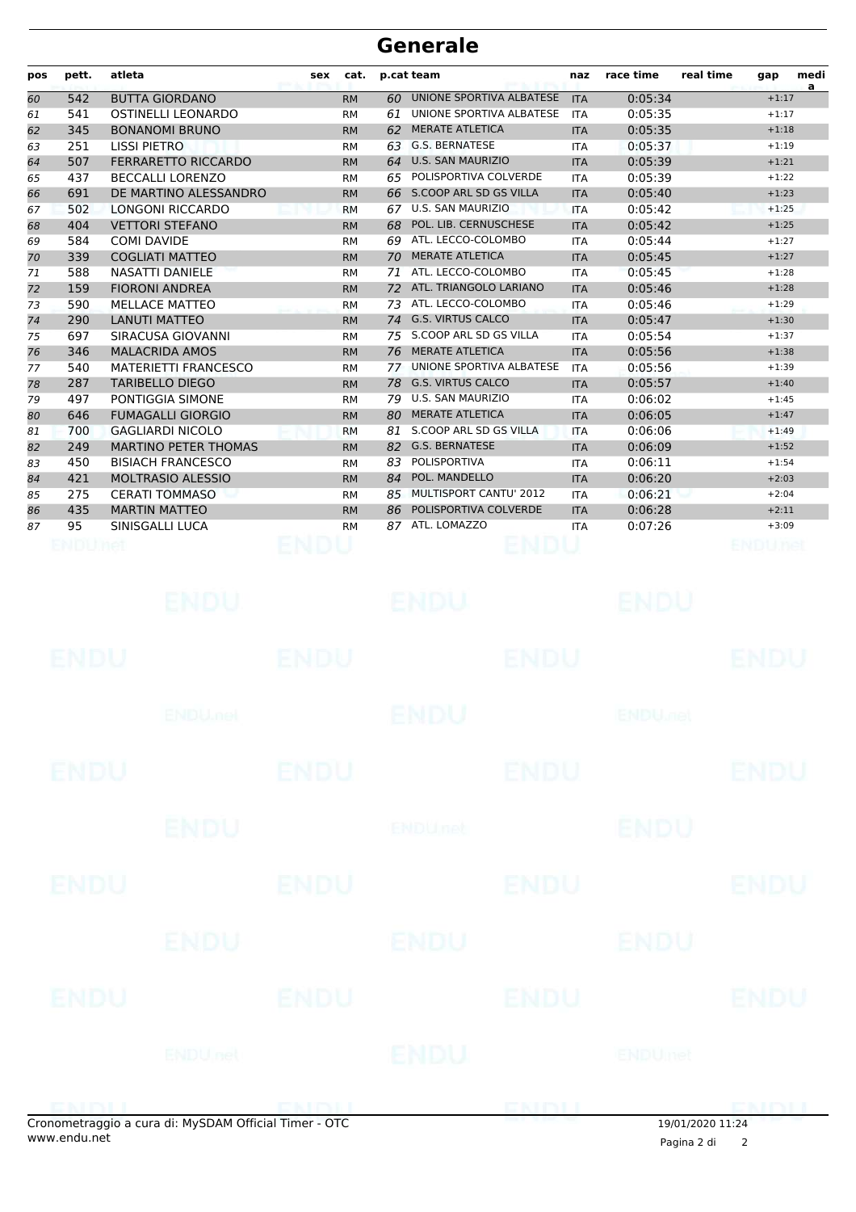# Generale

| pos | pett. | atleta | sex | cat. | p.cat | team | naz | race time | real time | gap | media |
|---|---|---|---|---|---|---|---|---|---|---|---|
| 60 | 542 | BUTTA GIORDANO | | RM | 60 | UNIONE SPORTIVA ALBATESE | ITA | 0:05:34 | | +1:17 | |
| 61 | 541 | OSTINELLI LEONARDO | | RM | 61 | UNIONE SPORTIVA ALBATESE | ITA | 0:05:35 | | +1:17 | |
| 62 | 345 | BONANOMI BRUNO | | RM | 62 | MERATE ATLETICA | ITA | 0:05:35 | | +1:18 | |
| 63 | 251 | LISSI PIETRO | | RM | 63 | G.S. BERNATESE | ITA | 0:05:37 | | +1:19 | |
| 64 | 507 | FERRARETTO RICCARDO | | RM | 64 | U.S. SAN MAURIZIO | ITA | 0:05:39 | | +1:21 | |
| 65 | 437 | BECCALLI LORENZO | | RM | 65 | POLISPORTIVA COLVERDE | ITA | 0:05:39 | | +1:22 | |
| 66 | 691 | DE MARTINO ALESSANDRO | | RM | 66 | S.COOP ARL SD GS VILLA | ITA | 0:05:40 | | +1:23 | |
| 67 | 502 | LONGONI RICCARDO | | RM | 67 | U.S. SAN MAURIZIO | ITA | 0:05:42 | | +1:25 | |
| 68 | 404 | VETTORI STEFANO | | RM | 68 | POL. LIB. CERNUSCHESE | ITA | 0:05:42 | | +1:25 | |
| 69 | 584 | COMI DAVIDE | | RM | 69 | ATL. LECCO-COLOMBO | ITA | 0:05:44 | | +1:27 | |
| 70 | 339 | COGLIATI MATTEO | | RM | 70 | MERATE ATLETICA | ITA | 0:05:45 | | +1:27 | |
| 71 | 588 | NASATTI DANIELE | | RM | 71 | ATL. LECCO-COLOMBO | ITA | 0:05:45 | | +1:28 | |
| 72 | 159 | FIORONI ANDREA | | RM | 72 | ATL. TRIANGOLO LARIANO | ITA | 0:05:46 | | +1:28 | |
| 73 | 590 | MELLACE MATTEO | | RM | 73 | ATL. LECCO-COLOMBO | ITA | 0:05:46 | | +1:29 | |
| 74 | 290 | LANUTI MATTEO | | RM | 74 | G.S. VIRTUS CALCO | ITA | 0:05:47 | | +1:30 | |
| 75 | 697 | SIRACUSA GIOVANNI | | RM | 75 | S.COOP ARL SD GS VILLA | ITA | 0:05:54 | | +1:37 | |
| 76 | 346 | MALACRIDA AMOS | | RM | 76 | MERATE ATLETICA | ITA | 0:05:56 | | +1:38 | |
| 77 | 540 | MATERIETTI FRANCESCO | | RM | 77 | UNIONE SPORTIVA ALBATESE | ITA | 0:05:56 | | +1:39 | |
| 78 | 287 | TARIBELLO DIEGO | | RM | 78 | G.S. VIRTUS CALCO | ITA | 0:05:57 | | +1:40 | |
| 79 | 497 | PONTIGGIA SIMONE | | RM | 79 | U.S. SAN MAURIZIO | ITA | 0:06:02 | | +1:45 | |
| 80 | 646 | FUMAGALLI GIORGIO | | RM | 80 | MERATE ATLETICA | ITA | 0:06:05 | | +1:47 | |
| 81 | 700 | GAGLIARDI NICOLO | | RM | 81 | S.COOP ARL SD GS VILLA | ITA | 0:06:06 | | +1:49 | |
| 82 | 249 | MARTINO PETER THOMAS | | RM | 82 | G.S. BERNATESE | ITA | 0:06:09 | | +1:52 | |
| 83 | 450 | BISIACH FRANCESCO | | RM | 83 | POLISPORTIVA | ITA | 0:06:11 | | +1:54 | |
| 84 | 421 | MOLTRASIO ALESSIO | | RM | 84 | POL. MANDELLO | ITA | 0:06:20 | | +2:03 | |
| 85 | 275 | CERATI TOMMASO | | RM | 85 | MULTISPORT CANTU' 2012 | ITA | 0:06:21 | | +2:04 | |
| 86 | 435 | MARTIN MATTEO | | RM | 86 | POLISPORTIVA COLVERDE | ITA | 0:06:28 | | +2:11 | |
| 87 | 95 | SINISGALLI LUCA | | RM | 87 | ATL. LOMAZZO | ITA | 0:07:26 | | +3:09 | |

Cronometraggio a cura di: MySDAM Official Timer - OTC
www.endu.net

19/01/2020 11:24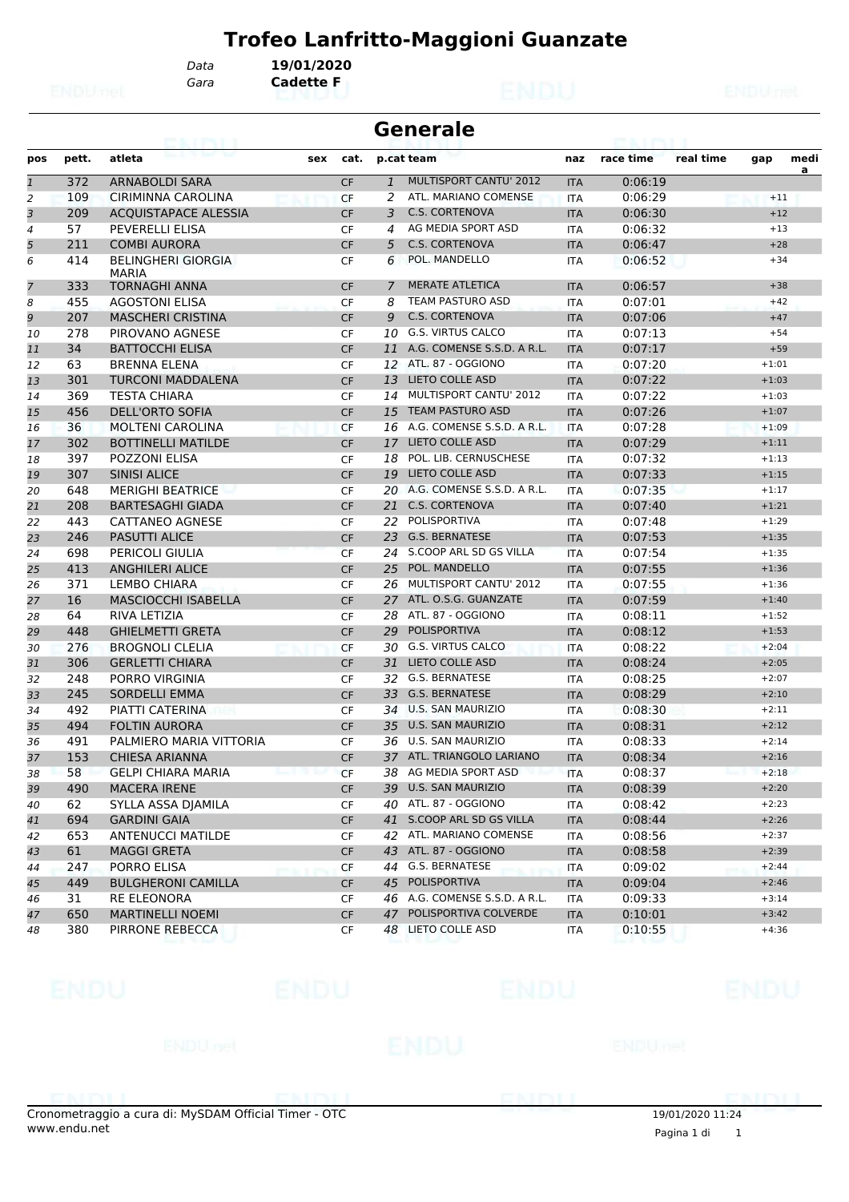# Trofeo Lanfritto-Maggioni Guanzate

Data **19/01/2020**
Gara **Cadette F**

## Generale

| pos | pett. | atleta | sex | cat. | p.cat | team | naz | race time | real time | gap | media |
|---|---|---|---|---|---|---|---|---|---|---|---|
| 1 | 372 | ARNABOLDI SARA | | CF | 1 | MULTISPORT CANTU' 2012 | ITA | 0:06:19 | | | |
| 2 | 109 | CIRIMINNA CAROLINA | | CF | 2 | ATL. MARIANO COMENSE | ITA | 0:06:29 | | +11 | |
| 3 | 209 | ACQUISTAPACE ALESSIA | | CF | 3 | C.S. CORTENOVA | ITA | 0:06:30 | | +12 | |
| 4 | 57 | PEVERELLI ELISA | | CF | 4 | AG MEDIA SPORT ASD | ITA | 0:06:32 | | +13 | |
| 5 | 211 | COMBI AURORA | | CF | 5 | C.S. CORTENOVA | ITA | 0:06:47 | | +28 | |
| 6 | 414 | BELINGHERI GIORGIA MARIA | | CF | 6 | POL. MANDELLO | ITA | 0:06:52 | | +34 | |
| 7 | 333 | TORNAGHI ANNA | | CF | 7 | MERATE ATLETICA | ITA | 0:06:57 | | +38 | |
| 8 | 455 | AGOSTONI ELISA | | CF | 8 | TEAM PASTURO ASD | ITA | 0:07:01 | | +42 | |
| 9 | 207 | MASCHERI CRISTINA | | CF | 9 | C.S. CORTENOVA | ITA | 0:07:06 | | +47 | |
| 10 | 278 | PIROVANO AGNESE | | CF | 10 | G.S. VIRTUS CALCO | ITA | 0:07:13 | | +54 | |
| 11 | 34 | BATTOCCHI ELISA | | CF | 11 | A.G. COMENSE S.S.D. A R.L. | ITA | 0:07:17 | | +59 | |
| 12 | 63 | BRENNA ELENA | | CF | 12 | ATL. 87 - OGGIONO | ITA | 0:07:20 | | +1:01 | |
| 13 | 301 | TURCONI MADDALENA | | CF | 13 | LIETO COLLE ASD | ITA | 0:07:22 | | +1:03 | |
| 14 | 369 | TESTA CHIARA | | CF | 14 | MULTISPORT CANTU' 2012 | ITA | 0:07:22 | | +1:03 | |
| 15 | 456 | DELL'ORTO SOFIA | | CF | 15 | TEAM PASTURO ASD | ITA | 0:07:26 | | +1:07 | |
| 16 | 36 | MOLTENI CAROLINA | | CF | 16 | A.G. COMENSE S.S.D. A R.L. | ITA | 0:07:28 | | +1:09 | |
| 17 | 302 | BOTTINELLI MATILDE | | CF | 17 | LIETO COLLE ASD | ITA | 0:07:29 | | +1:11 | |
| 18 | 397 | POZZONI ELISA | | CF | 18 | POL. LIB. CERNUSCHESE | ITA | 0:07:32 | | +1:13 | |
| 19 | 307 | SINISI ALICE | | CF | 19 | LIETO COLLE ASD | ITA | 0:07:33 | | +1:15 | |
| 20 | 648 | MERIGHI BEATRICE | | CF | 20 | A.G. COMENSE S.S.D. A R.L. | ITA | 0:07:35 | | +1:17 | |
| 21 | 208 | BARTESAGHI GIADA | | CF | 21 | C.S. CORTENOVA | ITA | 0:07:40 | | +1:21 | |
| 22 | 443 | CATTANEO AGNESE | | CF | 22 | POLISPORTIVA | ITA | 0:07:48 | | +1:29 | |
| 23 | 246 | PASUTTI ALICE | | CF | 23 | G.S. BERNATESE | ITA | 0:07:53 | | +1:35 | |
| 24 | 698 | PERICOLI GIULIA | | CF | 24 | S.COOP ARL SD GS VILLA | ITA | 0:07:54 | | +1:35 | |
| 25 | 413 | ANGHILERI ALICE | | CF | 25 | POL. MANDELLO | ITA | 0:07:55 | | +1:36 | |
| 26 | 371 | LEMBO CHIARA | | CF | 26 | MULTISPORT CANTU' 2012 | ITA | 0:07:55 | | +1:36 | |
| 27 | 16 | MASCIOCCHI ISABELLA | | CF | 27 | ATL. O.S.G. GUANZATE | ITA | 0:07:59 | | +1:40 | |
| 28 | 64 | RIVA LETIZIA | | CF | 28 | ATL. 87 - OGGIONO | ITA | 0:08:11 | | +1:52 | |
| 29 | 448 | GHIELMETTI GRETA | | CF | 29 | POLISPORTIVA | ITA | 0:08:12 | | +1:53 | |
| 30 | 276 | BROGNOLI CLELIA | | CF | 30 | G.S. VIRTUS CALCO | ITA | 0:08:22 | | +2:04 | |
| 31 | 306 | GERLETTI CHIARA | | CF | 31 | LIETO COLLE ASD | ITA | 0:08:24 | | +2:05 | |
| 32 | 248 | PORRO VIRGINIA | | CF | 32 | G.S. BERNATESE | ITA | 0:08:25 | | +2:07 | |
| 33 | 245 | SORDELLI EMMA | | CF | 33 | G.S. BERNATESE | ITA | 0:08:29 | | +2:10 | |
| 34 | 492 | PIATTI CATERINA | | CF | 34 | U.S. SAN MAURIZIO | ITA | 0:08:30 | | +2:11 | |
| 35 | 494 | FOLTIN AURORA | | CF | 35 | U.S. SAN MAURIZIO | ITA | 0:08:31 | | +2:12 | |
| 36 | 491 | PALMIERO MARIA VITTORIA | | CF | 36 | U.S. SAN MAURIZIO | ITA | 0:08:33 | | +2:14 | |
| 37 | 153 | CHIESA ARIANNA | | CF | 37 | ATL. TRIANGOLO LARIANO | ITA | 0:08:34 | | +2:16 | |
| 38 | 58 | GELPI CHIARA MARIA | | CF | 38 | AG MEDIA SPORT ASD | ITA | 0:08:37 | | +2:18 | |
| 39 | 490 | MACERA IRENE | | CF | 39 | U.S. SAN MAURIZIO | ITA | 0:08:39 | | +2:20 | |
| 40 | 62 | SYLLA ASSA DJAMILA | | CF | 40 | ATL. 87 - OGGIONO | ITA | 0:08:42 | | +2:23 | |
| 41 | 694 | GARDINI GAIA | | CF | 41 | S.COOP ARL SD GS VILLA | ITA | 0:08:44 | | +2:26 | |
| 42 | 653 | ANTENUCCI MATILDE | | CF | 42 | ATL. MARIANO COMENSE | ITA | 0:08:56 | | +2:37 | |
| 43 | 61 | MAGGI GRETA | | CF | 43 | ATL. 87 - OGGIONO | ITA | 0:08:58 | | +2:39 | |
| 44 | 247 | PORRO ELISA | | CF | 44 | G.S. BERNATESE | ITA | 0:09:02 | | +2:44 | |
| 45 | 449 | BULGHERONI CAMILLA | | CF | 45 | POLISPORTIVA | ITA | 0:09:04 | | +2:46 | |
| 46 | 31 | RE ELEONORA | | CF | 46 | A.G. COMENSE S.S.D. A R.L. | ITA | 0:09:33 | | +3:14 | |
| 47 | 650 | MARTINELLI NOEMI | | CF | 47 | POLISPORTIVA COLVERDE | ITA | 0:10:01 | | +3:42 | |
| 48 | 380 | PIRRONE REBECCA | | CF | 48 | LIETO COLLE ASD | ITA | 0:10:55 | | +4:36 | |

Cronometraggio a cura di: MySDAM Official Timer - OTC
www.endu.net

19/01/2020 11:24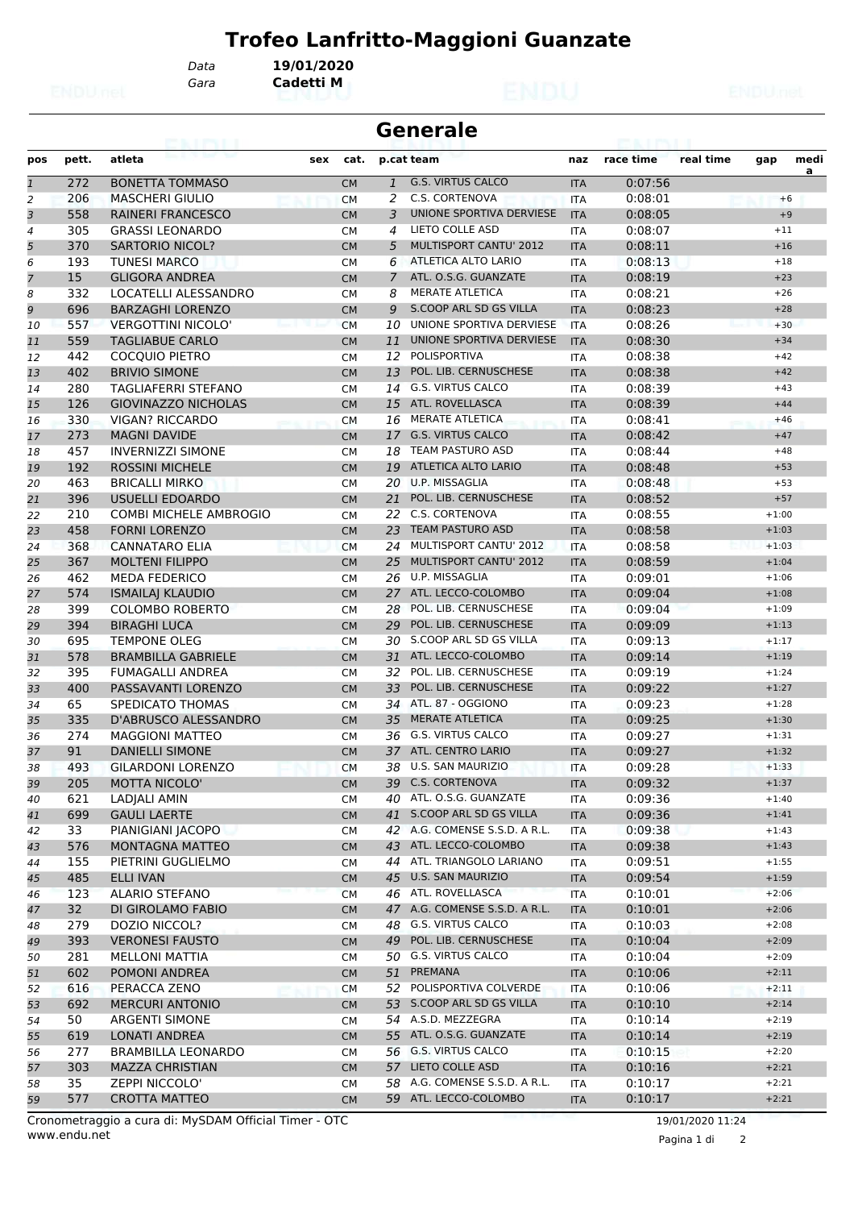# Trofeo Lanfritto-Maggioni Guanzate

*Data* **19/01/2020**
*Gara* **Cadetti M**

## Generale

| pos | pett. | atleta | sex | cat. | p.cat | team | naz | race time | real time | gap | medi a |
|---|---|---|---|---|---|---|---|---|---|---|---|
| 1 | 272 | BONETTA TOMMASO | | CM | 1 | G.S. VIRTUS CALCO | ITA | 0:07:56 | | | |
| 2 | 206 | MASCHERI GIULIO | | CM | 2 | C.S. CORTENOVA | ITA | 0:08:01 | | +6 | |
| 3 | 558 | RAINERI FRANCESCO | | CM | 3 | UNIONE SPORTIVA DERVIESE | ITA | 0:08:05 | | +9 | |
| 4 | 305 | GRASSI LEONARDO | | CM | 4 | LIETO COLLE ASD | ITA | 0:08:07 | | +11 | |
| 5 | 370 | SARTORIO NICOL? | | CM | 5 | MULTISPORT CANTU' 2012 | ITA | 0:08:11 | | +16 | |
| 6 | 193 | TUNESI MARCO | | CM | 6 | ATLETICA ALTO LARIO | ITA | 0:08:13 | | +18 | |
| 7 | 15 | GLIGORA ANDREA | | CM | 7 | ATL. O.S.G. GUANZATE | ITA | 0:08:19 | | +23 | |
| 8 | 332 | LOCATELLI ALESSANDRO | | CM | 8 | MERATE ATLETICA | ITA | 0:08:21 | | +26 | |
| 9 | 696 | BARZAGHI LORENZO | | CM | 9 | S.COOP ARL SD GS VILLA | ITA | 0:08:23 | | +28 | |
| 10 | 557 | VERGOTTINI NICOLO' | | CM | 10 | UNIONE SPORTIVA DERVIESE | ITA | 0:08:26 | | +30 | |
| 11 | 559 | TAGLIABUE CARLO | | CM | 11 | UNIONE SPORTIVA DERVIESE | ITA | 0:08:30 | | +34 | |
| 12 | 442 | COCQUIO PIETRO | | CM | 12 | POLISPORTIVA | ITA | 0:08:38 | | +42 | |
| 13 | 402 | BRIVIO SIMONE | | CM | 13 | POL. LIB. CERNUSCHESE | ITA | 0:08:38 | | +42 | |
| 14 | 280 | TAGLIAFERRI STEFANO | | CM | 14 | G.S. VIRTUS CALCO | ITA | 0:08:39 | | +43 | |
| 15 | 126 | GIOVINAZZO NICHOLAS | | CM | 15 | ATL. ROVELLASCA | ITA | 0:08:39 | | +44 | |
| 16 | 330 | VIGAN? RICCARDO | | CM | 16 | MERATE ATLETICA | ITA | 0:08:41 | | +46 | |
| 17 | 273 | MAGNI DAVIDE | | CM | 17 | G.S. VIRTUS CALCO | ITA | 0:08:42 | | +47 | |
| 18 | 457 | INVERNIZZI SIMONE | | CM | 18 | TEAM PASTURO ASD | ITA | 0:08:44 | | +48 | |
| 19 | 192 | ROSSINI MICHELE | | CM | 19 | ATLETICA ALTO LARIO | ITA | 0:08:48 | | +53 | |
| 20 | 463 | BRICALLI MIRKO | | CM | 20 | U.P. MISSAGLIA | ITA | 0:08:48 | | +53 | |
| 21 | 396 | USUELLI EDOARDO | | CM | 21 | POL. LIB. CERNUSCHESE | ITA | 0:08:52 | | +57 | |
| 22 | 210 | COMBI MICHELE AMBROGIO | | CM | 22 | C.S. CORTENOVA | ITA | 0:08:55 | | +1:00 | |
| 23 | 458 | FORNI LORENZO | | CM | 23 | TEAM PASTURO ASD | ITA | 0:08:58 | | +1:03 | |
| 24 | 368 | CANNATARO ELIA | | CM | 24 | MULTISPORT CANTU' 2012 | ITA | 0:08:58 | | +1:03 | |
| 25 | 367 | MOLTENI FILIPPO | | CM | 25 | MULTISPORT CANTU' 2012 | ITA | 0:08:59 | | +1:04 | |
| 26 | 462 | MEDA FEDERICO | | CM | 26 | U.P. MISSAGLIA | ITA | 0:09:01 | | +1:06 | |
| 27 | 574 | ISMAILAJ KLAUDIO | | CM | 27 | ATL. LECCO-COLOMBO | ITA | 0:09:04 | | +1:08 | |
| 28 | 399 | COLOMBO ROBERTO | | CM | 28 | POL. LIB. CERNUSCHESE | ITA | 0:09:04 | | +1:09 | |
| 29 | 394 | BIRAGHI LUCA | | CM | 29 | POL. LIB. CERNUSCHESE | ITA | 0:09:09 | | +1:13 | |
| 30 | 695 | TEMPONE OLEG | | CM | 30 | S.COOP ARL SD GS VILLA | ITA | 0:09:13 | | +1:17 | |
| 31 | 578 | BRAMBILLA GABRIELE | | CM | 31 | ATL. LECCO-COLOMBO | ITA | 0:09:14 | | +1:19 | |
| 32 | 395 | FUMAGALLI ANDREA | | CM | 32 | POL. LIB. CERNUSCHESE | ITA | 0:09:19 | | +1:24 | |
| 33 | 400 | PASSAVANTI LORENZO | | CM | 33 | POL. LIB. CERNUSCHESE | ITA | 0:09:22 | | +1:27 | |
| 34 | 65 | SPEDICATO THOMAS | | CM | 34 | ATL. 87 - OGGIONO | ITA | 0:09:23 | | +1:28 | |
| 35 | 335 | D'ABRUSCO ALESSANDRO | | CM | 35 | MERATE ATLETICA | ITA | 0:09:25 | | +1:30 | |
| 36 | 274 | MAGGIONI MATTEO | | CM | 36 | G.S. VIRTUS CALCO | ITA | 0:09:27 | | +1:31 | |
| 37 | 91 | DANIELLI SIMONE | | CM | 37 | ATL. CENTRO LARIO | ITA | 0:09:27 | | +1:32 | |
| 38 | 493 | GILARDONI LORENZO | | CM | 38 | U.S. SAN MAURIZIO | ITA | 0:09:28 | | +1:33 | |
| 39 | 205 | MOTTA NICOLO' | | CM | 39 | C.S. CORTENOVA | ITA | 0:09:32 | | +1:37 | |
| 40 | 621 | LADJALI AMIN | | CM | 40 | ATL. O.S.G. GUANZATE | ITA | 0:09:36 | | +1:40 | |
| 41 | 699 | GAULI LAERTE | | CM | 41 | S.COOP ARL SD GS VILLA | ITA | 0:09:36 | | +1:41 | |
| 42 | 33 | PIANIGIANI JACOPO | | CM | 42 | A.G. COMENSE S.S.D. A R.L. | ITA | 0:09:38 | | +1:43 | |
| 43 | 576 | MONTAGNA MATTEO | | CM | 43 | ATL. LECCO-COLOMBO | ITA | 0:09:38 | | +1:43 | |
| 44 | 155 | PIETRINI GUGLIELMO | | CM | 44 | ATL. TRIANGOLO LARIANO | ITA | 0:09:51 | | +1:55 | |
| 45 | 485 | ELLI IVAN | | CM | 45 | U.S. SAN MAURIZIO | ITA | 0:09:54 | | +1:59 | |
| 46 | 123 | ALARIO STEFANO | | CM | 46 | ATL. ROVELLASCA | ITA | 0:10:01 | | +2:06 | |
| 47 | 32 | DI GIROLAMO FABIO | | CM | 47 | A.G. COMENSE S.S.D. A R.L. | ITA | 0:10:01 | | +2:06 | |
| 48 | 279 | DOZIO NICCOL? | | CM | 48 | G.S. VIRTUS CALCO | ITA | 0:10:03 | | +2:08 | |
| 49 | 393 | VERONESI FAUSTO | | CM | 49 | POL. LIB. CERNUSCHESE | ITA | 0:10:04 | | +2:09 | |
| 50 | 281 | MELLONI MATTIA | | CM | 50 | G.S. VIRTUS CALCO | ITA | 0:10:04 | | +2:09 | |
| 51 | 602 | POMONI ANDREA | | CM | 51 | PREMANA | ITA | 0:10:06 | | +2:11 | |
| 52 | 616 | PERACCA ZENO | | CM | 52 | POLISPORTIVA COLVERDE | ITA | 0:10:06 | | +2:11 | |
| 53 | 692 | MERCURI ANTONIO | | CM | 53 | S.COOP ARL SD GS VILLA | ITA | 0:10:10 | | +2:14 | |
| 54 | 50 | ARGENTI SIMONE | | CM | 54 | A.S.D. MEZZEGRA | ITA | 0:10:14 | | +2:19 | |
| 55 | 619 | LONATI ANDREA | | CM | 55 | ATL. O.S.G. GUANZATE | ITA | 0:10:14 | | +2:19 | |
| 56 | 277 | BRAMBILLA LEONARDO | | CM | 56 | G.S. VIRTUS CALCO | ITA | 0:10:15 | | +2:20 | |
| 57 | 303 | MAZZA CHRISTIAN | | CM | 57 | LIETO COLLE ASD | ITA | 0:10:16 | | +2:21 | |
| 58 | 35 | ZEPPI NICCOLO' | | CM | 58 | A.G. COMENSE S.S.D. A R.L. | ITA | 0:10:17 | | +2:21 | |
| 59 | 577 | CROTTA MATTEO | | CM | 59 | ATL. LECCO-COLOMBO | ITA | 0:10:17 | | +2:21 | |

Cronometraggio a cura di: MySDAM Official Timer - OTC
www.endu.net

19/01/2020 11:24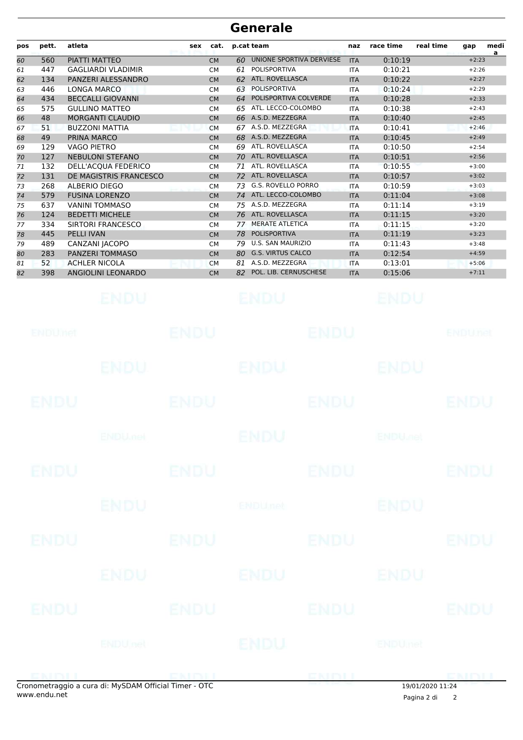# Generale

| pos | pett. | atleta | sex | cat. | p.cat | team | naz | race time | real time | gap | media |
|---|---|---|---|---|---|---|---|---|---|---|---|
| 60 | 560 | PIATTI MATTEO | | CM | 60 | UNIONE SPORTIVA DERVIESE | ITA | 0:10:19 | | +2:23 | |
| 61 | 447 | GAGLIARDI VLADIMIR | | CM | 61 | POLISPORTIVA | ITA | 0:10:21 | | +2:26 | |
| 62 | 134 | PANZERI ALESSANDRO | | CM | 62 | ATL. ROVELLASCA | ITA | 0:10:22 | | +2:27 | |
| 63 | 446 | LONGA MARCO | | CM | 63 | POLISPORTIVA | ITA | 0:10:24 | | +2:29 | |
| 64 | 434 | BECCALLI GIOVANNI | | CM | 64 | POLISPORTIVA COLVERDE | ITA | 0:10:28 | | +2:33 | |
| 65 | 575 | GULLINO MATTEO | | CM | 65 | ATL. LECCO-COLOMBO | ITA | 0:10:38 | | +2:43 | |
| 66 | 48 | MORGANTI CLAUDIO | | CM | 66 | A.S.D. MEZZEGRA | ITA | 0:10:40 | | +2:45 | |
| 67 | 51 | BUZZONI MATTIA | | CM | 67 | A.S.D. MEZZEGRA | ITA | 0:10:41 | | +2:46 | |
| 68 | 49 | PRINA MARCO | | CM | 68 | A.S.D. MEZZEGRA | ITA | 0:10:45 | | +2:49 | |
| 69 | 129 | VAGO PIETRO | | CM | 69 | ATL. ROVELLASCA | ITA | 0:10:50 | | +2:54 | |
| 70 | 127 | NEBULONI STEFANO | | CM | 70 | ATL. ROVELLASCA | ITA | 0:10:51 | | +2:56 | |
| 71 | 132 | DELL'ACQUA FEDERICO | | CM | 71 | ATL. ROVELLASCA | ITA | 0:10:55 | | +3:00 | |
| 72 | 131 | DE MAGISTRIS FRANCESCO | | CM | 72 | ATL. ROVELLASCA | ITA | 0:10:57 | | +3:02 | |
| 73 | 268 | ALBERIO DIEGO | | CM | 73 | G.S. ROVELLO PORRO | ITA | 0:10:59 | | +3:03 | |
| 74 | 579 | FUSINA LORENZO | | CM | 74 | ATL. LECCO-COLOMBO | ITA | 0:11:04 | | +3:08 | |
| 75 | 637 | VANINI TOMMASO | | CM | 75 | A.S.D. MEZZEGRA | ITA | 0:11:14 | | +3:19 | |
| 76 | 124 | BEDETTI MICHELE | | CM | 76 | ATL. ROVELLASCA | ITA | 0:11:15 | | +3:20 | |
| 77 | 334 | SIRTORI FRANCESCO | | CM | 77 | MERATE ATLETICA | ITA | 0:11:15 | | +3:20 | |
| 78 | 445 | PELLI IVAN | | CM | 78 | POLISPORTIVA | ITA | 0:11:19 | | +3:23 | |
| 79 | 489 | CANZANI JACOPO | | CM | 79 | U.S. SAN MAURIZIO | ITA | 0:11:43 | | +3:48 | |
| 80 | 283 | PANZERI TOMMASO | | CM | 80 | G.S. VIRTUS CALCO | ITA | 0:12:54 | | +4:59 | |
| 81 | 52 | ACHLER NICOLA | | CM | 81 | A.S.D. MEZZEGRA | ITA | 0:13:01 | | +5:06 | |
| 82 | 398 | ANGIOLINI LEONARDO | | CM | 82 | POL. LIB. CERNUSCHESE | ITA | 0:15:06 | | +7:11 | |

Cronometraggio a cura di: MySDAM Official Timer - OTC
www.endu.net

19/01/2020 11:24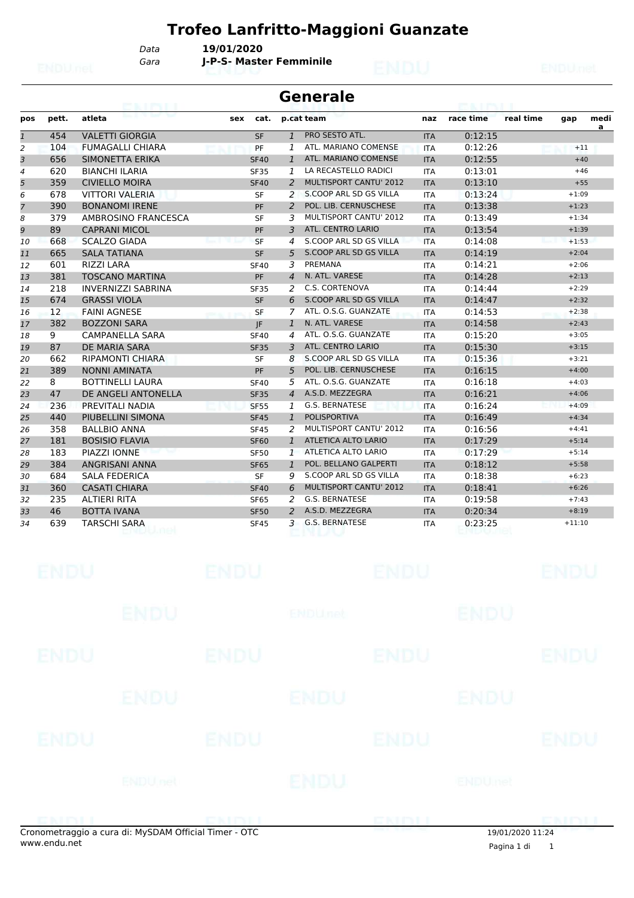# Trofeo Lanfritto-Maggioni Guanzate

*Data* **19/01/2020**
*Gara* **J-P-S- Master Femminile**

## Generale

| pos | pett. | atleta | sex | cat. | p.cat | team | naz | race time | real time | gap | media |
|---|---|---|---|---|---|---|---|---|---|---|---|
| 1 | 454 | VALETTI GIORGIA | | SF | 1 | PRO SESTO ATL. | ITA | 0:12:15 | | | |
| 2 | 104 | FUMAGALLI CHIARA | | PF | 1 | ATL. MARIANO COMENSE | ITA | 0:12:26 | | +11 | |
| 3 | 656 | SIMONETTA ERIKA | | SF40 | 1 | ATL. MARIANO COMENSE | ITA | 0:12:55 | | +40 | |
| 4 | 620 | BIANCHI ILARIA | | SF35 | 1 | LA RECASTELLO RADICI | ITA | 0:13:01 | | +46 | |
| 5 | 359 | CIVIELLO MOIRA | | SF40 | 2 | MULTISPORT CANTU' 2012 | ITA | 0:13:10 | | +55 | |
| 6 | 678 | VITTORI VALERIA | | SF | 2 | S.COOP ARL SD GS VILLA | ITA | 0:13:24 | | +1:09 | |
| 7 | 390 | BONANOMI IRENE | | PF | 2 | POL. LIB. CERNUSCHESE | ITA | 0:13:38 | | +1:23 | |
| 8 | 379 | AMBROSINO FRANCESCA | | SF | 3 | MULTISPORT CANTU' 2012 | ITA | 0:13:49 | | +1:34 | |
| 9 | 89 | CAPRANI MICOL | | PF | 3 | ATL. CENTRO LARIO | ITA | 0:13:54 | | +1:39 | |
| 10 | 668 | SCALZO GIADA | | SF | 4 | S.COOP ARL SD GS VILLA | ITA | 0:14:08 | | +1:53 | |
| 11 | 665 | SALA TATIANA | | SF | 5 | S.COOP ARL SD GS VILLA | ITA | 0:14:19 | | +2:04 | |
| 12 | 601 | RIZZI LARA | | SF40 | 3 | PREMANA | ITA | 0:14:21 | | +2:06 | |
| 13 | 381 | TOSCANO MARTINA | | PF | 4 | N. ATL. VARESE | ITA | 0:14:28 | | +2:13 | |
| 14 | 218 | INVERNIZZI SABRINA | | SF35 | 2 | C.S. CORTENOVA | ITA | 0:14:44 | | +2:29 | |
| 15 | 674 | GRASSI VIOLA | | SF | 6 | S.COOP ARL SD GS VILLA | ITA | 0:14:47 | | +2:32 | |
| 16 | 12 | FAINI AGNESE | | SF | 7 | ATL. O.S.G. GUANZATE | ITA | 0:14:53 | | +2:38 | |
| 17 | 382 | BOZZONI SARA | | JF | 1 | N. ATL. VARESE | ITA | 0:14:58 | | +2:43 | |
| 18 | 9 | CAMPANELLA SARA | | SF40 | 4 | ATL. O.S.G. GUANZATE | ITA | 0:15:20 | | +3:05 | |
| 19 | 87 | DE MARIA SARA | | SF35 | 3 | ATL. CENTRO LARIO | ITA | 0:15:30 | | +3:15 | |
| 20 | 662 | RIPAMONTI CHIARA | | SF | 8 | S.COOP ARL SD GS VILLA | ITA | 0:15:36 | | +3:21 | |
| 21 | 389 | NONNI AMINATA | | PF | 5 | POL. LIB. CERNUSCHESE | ITA | 0:16:15 | | +4:00 | |
| 22 | 8 | BOTTINELLI LAURA | | SF40 | 5 | ATL. O.S.G. GUANZATE | ITA | 0:16:18 | | +4:03 | |
| 23 | 47 | DE ANGELI ANTONELLA | | SF35 | 4 | A.S.D. MEZZEGRA | ITA | 0:16:21 | | +4:06 | |
| 24 | 236 | PREVITALI NADIA | | SF55 | 1 | G.S. BERNATESE | ITA | 0:16:24 | | +4:09 | |
| 25 | 440 | PIUBELLINI SIMONA | | SF45 | 1 | POLISPORTIVA | ITA | 0:16:49 | | +4:34 | |
| 26 | 358 | BALLBIO ANNA | | SF45 | 2 | MULTISPORT CANTU' 2012 | ITA | 0:16:56 | | +4:41 | |
| 27 | 181 | BOSISIO FLAVIA | | SF60 | 1 | ATLETICA ALTO LARIO | ITA | 0:17:29 | | +5:14 | |
| 28 | 183 | PIAZZI IONNE | | SF50 | 1 | ATLETICA ALTO LARIO | ITA | 0:17:29 | | +5:14 | |
| 29 | 384 | ANGRISANI ANNA | | SF65 | 1 | POL. BELLANO GALPERTI | ITA | 0:18:12 | | +5:58 | |
| 30 | 684 | SALA FEDERICA | | SF | 9 | S.COOP ARL SD GS VILLA | ITA | 0:18:38 | | +6:23 | |
| 31 | 360 | CASATI CHIARA | | SF40 | 6 | MULTISPORT CANTU' 2012 | ITA | 0:18:41 | | +6:26 | |
| 32 | 235 | ALTIERI RITA | | SF65 | 2 | G.S. BERNATESE | ITA | 0:19:58 | | +7:43 | |
| 33 | 46 | BOTTA IVANA | | SF50 | 2 | A.S.D. MEZZEGRA | ITA | 0:20:34 | | +8:19 | |
| 34 | 639 | TARSCHI SARA | | SF45 | 3 | G.S. BERNATESE | ITA | 0:23:25 | | +11:10 | |

Cronometraggio a cura di: MySDAM Official Timer - OTC
www.endu.net

19/01/2020 11:24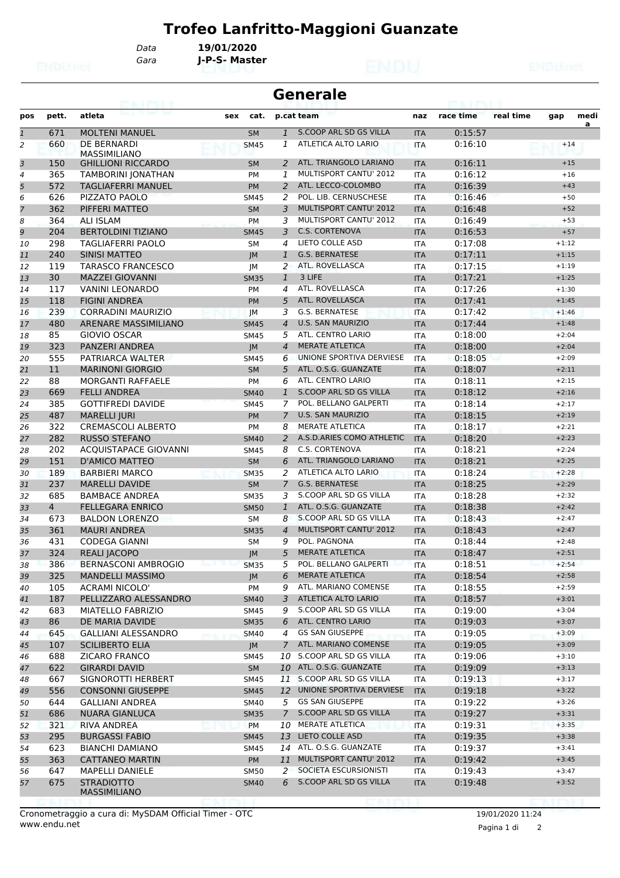# Trofeo Lanfritto-Maggioni Guanzate

Data **19/01/2020**

Gara **J-P-S- Master**

## Generale

| pos | pett. | atleta | sex | cat. | p.cat | team | naz | race time | real time | gap | media |
|---|---|---|---|---|---|---|---|---|---|---|---|
| 1 | 671 | MOLTENI MANUEL | | SM | 1 | S.COOP ARL SD GS VILLA | ITA | 0:15:57 | | | |
| 2 | 660 | DE BERNARDI MASSIMILIANO | | SM45 | 1 | ATLETICA ALTO LARIO | ITA | 0:16:10 | | +14 | |
| 3 | 150 | GHILLIONI RICCARDO | | SM | 2 | ATL. TRIANGOLO LARIANO | ITA | 0:16:11 | | +15 | |
| 4 | 365 | TAMBORINI JONATHAN | | PM | 1 | MULTISPORT CANTU' 2012 | ITA | 0:16:12 | | +16 | |
| 5 | 572 | TAGLIAFERRI MANUEL | | PM | 2 | ATL. LECCO-COLOMBO | ITA | 0:16:39 | | +43 | |
| 6 | 626 | PIZZATO PAOLO | | SM45 | 2 | POL. LIB. CERNUSCHESE | ITA | 0:16:46 | | +50 | |
| 7 | 362 | PIFFERI MATTEO | | SM | 3 | MULTISPORT CANTU' 2012 | ITA | 0:16:48 | | +52 | |
| 8 | 364 | ALI ISLAM | | PM | 3 | MULTISPORT CANTU' 2012 | ITA | 0:16:49 | | +53 | |
| 9 | 204 | BERTOLDINI TIZIANO | | SM45 | 3 | C.S. CORTENOVA | ITA | 0:16:53 | | +57 | |
| 10 | 298 | TAGLIAFERRI PAOLO | | SM | 4 | LIETO COLLE ASD | ITA | 0:17:08 | | +1:12 | |
| 11 | 240 | SINISI MATTEO | | JM | 1 | G.S. BERNATESE | ITA | 0:17:11 | | +1:15 | |
| 12 | 119 | TARASCO FRANCESCO | | JM | 2 | ATL. ROVELLASCA | ITA | 0:17:15 | | +1:19 | |
| 13 | 30 | MAZZEI GIOVANNI | | SM35 | 1 | 3 LIFE | ITA | 0:17:21 | | +1:25 | |
| 14 | 117 | VANINI LEONARDO | | PM | 4 | ATL. ROVELLASCA | ITA | 0:17:26 | | +1:30 | |
| 15 | 118 | FIGINI ANDREA | | PM | 5 | ATL. ROVELLASCA | ITA | 0:17:41 | | +1:45 | |
| 16 | 239 | CORRADINI MAURIZIO | | JM | 3 | G.S. BERNATESE | ITA | 0:17:42 | | +1:46 | |
| 17 | 480 | ARENARE MASSIMILIANO | | SM45 | 4 | U.S. SAN MAURIZIO | ITA | 0:17:44 | | +1:48 | |
| 18 | 85 | GIOVIO OSCAR | | SM45 | 5 | ATL. CENTRO LARIO | ITA | 0:18:00 | | +2:04 | |
| 19 | 323 | PANZERI ANDREA | | JM | 4 | MERATE ATLETICA | ITA | 0:18:00 | | +2:04 | |
| 20 | 555 | PATRIARCA WALTER | | SM45 | 6 | UNIONE SPORTIVA DERVIESE | ITA | 0:18:05 | | +2:09 | |
| 21 | 11 | MARINONI GIORGIO | | SM | 5 | ATL. O.S.G. GUANZATE | ITA | 0:18:07 | | +2:11 | |
| 22 | 88 | MORGANTI RAFFAELE | | PM | 6 | ATL. CENTRO LARIO | ITA | 0:18:11 | | +2:15 | |
| 23 | 669 | FELLI ANDREA | | SM40 | 1 | S.COOP ARL SD GS VILLA | ITA | 0:18:12 | | +2:16 | |
| 24 | 385 | GOTTIFREDI DAVIDE | | SM45 | 7 | POL. BELLANO GALPERTI | ITA | 0:18:14 | | +2:17 | |
| 25 | 487 | MARELLI JURI | | PM | 7 | U.S. SAN MAURIZIO | ITA | 0:18:15 | | +2:19 | |
| 26 | 322 | CREMASCOLI ALBERTO | | PM | 8 | MERATE ATLETICA | ITA | 0:18:17 | | +2:21 | |
| 27 | 282 | RUSSO STEFANO | | SM40 | 2 | A.S.D.ARIES COMO ATHLETIC | ITA | 0:18:20 | | +2:23 | |
| 28 | 202 | ACQUISTAPACE GIOVANNI | | SM45 | 8 | C.S. CORTENOVA | ITA | 0:18:21 | | +2:24 | |
| 29 | 151 | D'AMICO MATTEO | | SM | 6 | ATL. TRIANGOLO LARIANO | ITA | 0:18:21 | | +2:25 | |
| 30 | 189 | BARBIERI MARCO | | SM35 | 2 | ATLETICA ALTO LARIO | ITA | 0:18:24 | | +2:28 | |
| 31 | 237 | MARELLI DAVIDE | | SM | 7 | G.S. BERNATESE | ITA | 0:18:25 | | +2:29 | |
| 32 | 685 | BAMBACE ANDREA | | SM35 | 3 | S.COOP ARL SD GS VILLA | ITA | 0:18:28 | | +2:32 | |
| 33 | 4 | FELLEGARA ENRICO | | SM50 | 1 | ATL. O.S.G. GUANZATE | ITA | 0:18:38 | | +2:42 | |
| 34 | 673 | BALDON LORENZO | | SM | 8 | S.COOP ARL SD GS VILLA | ITA | 0:18:43 | | +2:47 | |
| 35 | 361 | MAURI ANDREA | | SM35 | 4 | MULTISPORT CANTU' 2012 | ITA | 0:18:43 | | +2:47 | |
| 36 | 431 | CODEGA GIANNI | | SM | 9 | POL. PAGNONA | ITA | 0:18:44 | | +2:48 | |
| 37 | 324 | REALI JACOPO | | JM | 5 | MERATE ATLETICA | ITA | 0:18:47 | | +2:51 | |
| 38 | 386 | BERNASCONI AMBROGIO | | SM35 | 5 | POL. BELLANO GALPERTI | ITA | 0:18:51 | | +2:54 | |
| 39 | 325 | MANDELLI MASSIMO | | JM | 6 | MERATE ATLETICA | ITA | 0:18:54 | | +2:58 | |
| 40 | 105 | ACRAMI NICOLO' | | PM | 9 | ATL. MARIANO COMENSE | ITA | 0:18:55 | | +2:59 | |
| 41 | 187 | PELLIZZARO ALESSANDRO | | SM40 | 3 | ATLETICA ALTO LARIO | ITA | 0:18:57 | | +3:01 | |
| 42 | 683 | MIATELLO FABRIZIO | | SM45 | 9 | S.COOP ARL SD GS VILLA | ITA | 0:19:00 | | +3:04 | |
| 43 | 86 | DE MARIA DAVIDE | | SM35 | 6 | ATL. CENTRO LARIO | ITA | 0:19:03 | | +3:07 | |
| 44 | 645 | GALLIANI ALESSANDRO | | SM40 | 4 | GS SAN GIUSEPPE | ITA | 0:19:05 | | +3:09 | |
| 45 | 107 | SCILIBERTO ELIA | | JM | 7 | ATL. MARIANO COMENSE | ITA | 0:19:05 | | +3:09 | |
| 46 | 688 | ZICARO FRANCO | | SM45 | 10 | S.COOP ARL SD GS VILLA | ITA | 0:19:06 | | +3:10 | |
| 47 | 622 | GIRARDI DAVID | | SM | 10 | ATL. O.S.G. GUANZATE | ITA | 0:19:09 | | +3:13 | |
| 48 | 667 | SIGNOROTTI HERBERT | | SM45 | 11 | S.COOP ARL SD GS VILLA | ITA | 0:19:13 | | +3:17 | |
| 49 | 556 | CONSONNI GIUSEPPE | | SM45 | 12 | UNIONE SPORTIVA DERVIESE | ITA | 0:19:18 | | +3:22 | |
| 50 | 644 | GALLIANI ANDREA | | SM40 | 5 | GS SAN GIUSEPPE | ITA | 0:19:22 | | +3:26 | |
| 51 | 686 | NUARA GIANLUCA | | SM35 | 7 | S.COOP ARL SD GS VILLA | ITA | 0:19:27 | | +3:31 | |
| 52 | 321 | RIVA ANDREA | | PM | 10 | MERATE ATLETICA | ITA | 0:19:31 | | +3:35 | |
| 53 | 295 | BURGASSI FABIO | | SM45 | 13 | LIETO COLLE ASD | ITA | 0:19:35 | | +3:38 | |
| 54 | 623 | BIANCHI DAMIANO | | SM45 | 14 | ATL. O.S.G. GUANZATE | ITA | 0:19:37 | | +3:41 | |
| 55 | 363 | CATTANEO MARTIN | | PM | 11 | MULTISPORT CANTU' 2012 | ITA | 0:19:42 | | +3:45 | |
| 56 | 647 | MAPELLI DANIELE | | SM50 | 2 | SOCIETA ESCURSIONISTI | ITA | 0:19:43 | | +3:47 | |
| 57 | 675 | STRADIOTTO MASSIMILIANO | | SM40 | 6 | S.COOP ARL SD GS VILLA | ITA | 0:19:48 | | +3:52 | |

Cronometraggio a cura di: MySDAM Official Timer - OTC
www.endu.net

19/01/2020 11:24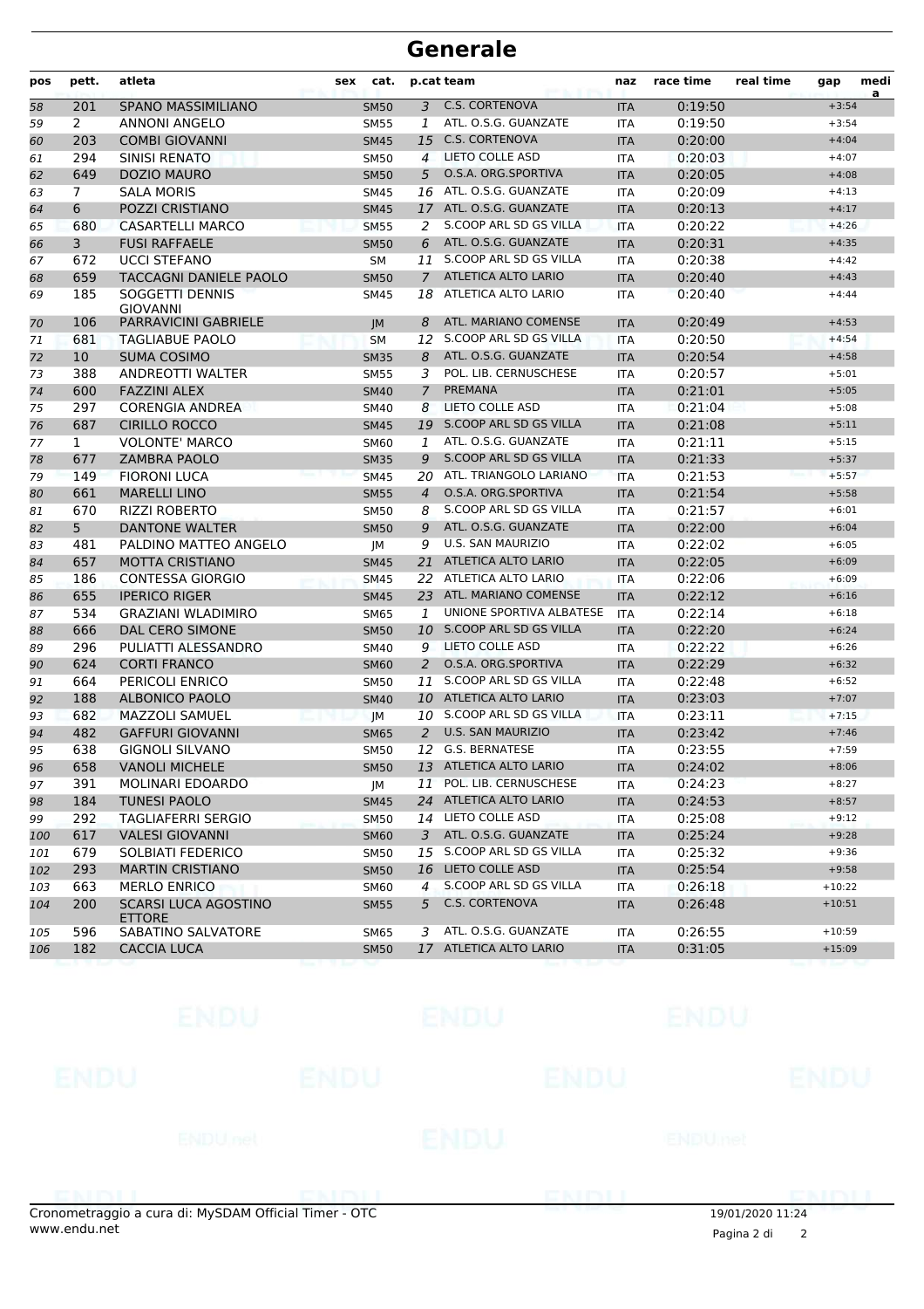# Generale

| pos | pett. | atleta | sex | cat. | p.cat | team | naz | race time | real time | gap | media |
|---|---|---|---|---|---|---|---|---|---|---|---|
| 58 | 201 | SPANO MASSIMILIANO | | SM50 | 3 | C.S. CORTENOVA | ITA | 0:19:50 | | +3:54 | |
| 59 | 2 | ANNONI ANGELO | | SM55 | 1 | ATL. O.S.G. GUANZATE | ITA | 0:19:50 | | +3:54 | |
| 60 | 203 | COMBI GIOVANNI | | SM45 | 15 | C.S. CORTENOVA | ITA | 0:20:00 | | +4:04 | |
| 61 | 294 | SINISI RENATO | | SM50 | 4 | LIETO COLLE ASD | ITA | 0:20:03 | | +4:07 | |
| 62 | 649 | DOZIO MAURO | | SM50 | 5 | O.S.A. ORG.SPORTIVA | ITA | 0:20:05 | | +4:08 | |
| 63 | 7 | SALA MORIS | | SM45 | 16 | ATL. O.S.G. GUANZATE | ITA | 0:20:09 | | +4:13 | |
| 64 | 6 | POZZI CRISTIANO | | SM45 | 17 | ATL. O.S.G. GUANZATE | ITA | 0:20:13 | | +4:17 | |
| 65 | 680 | CASARTELLI MARCO | | SM55 | 2 | S.COOP ARL SD GS VILLA | ITA | 0:20:22 | | +4:26 | |
| 66 | 3 | FUSI RAFFAELE | | SM50 | 6 | ATL. O.S.G. GUANZATE | ITA | 0:20:31 | | +4:35 | |
| 67 | 672 | UCCI STEFANO | | SM | 11 | S.COOP ARL SD GS VILLA | ITA | 0:20:38 | | +4:42 | |
| 68 | 659 | TACCAGNI DANIELE PAOLO | | SM50 | 7 | ATLETICA ALTO LARIO | ITA | 0:20:40 | | +4:43 | |
| 69 | 185 | SOGGETTI DENNIS GIOVANNI | | SM45 | 18 | ATLETICA ALTO LARIO | ITA | 0:20:40 | | +4:44 | |
| 70 | 106 | PARRAVICINI GABRIELE | | JM | 8 | ATL. MARIANO COMENSE | ITA | 0:20:49 | | +4:53 | |
| 71 | 681 | TAGLIABUE PAOLO | | SM | 12 | S.COOP ARL SD GS VILLA | ITA | 0:20:50 | | +4:54 | |
| 72 | 10 | SUMA COSIMO | | SM35 | 8 | ATL. O.S.G. GUANZATE | ITA | 0:20:54 | | +4:58 | |
| 73 | 388 | ANDREOTTI WALTER | | SM55 | 3 | POL. LIB. CERNUSCHESE | ITA | 0:20:57 | | +5:01 | |
| 74 | 600 | FAZZINI ALEX | | SM40 | 7 | PREMANA | ITA | 0:21:01 | | +5:05 | |
| 75 | 297 | CORENGIA ANDREA | | SM40 | 8 | LIETO COLLE ASD | ITA | 0:21:04 | | +5:08 | |
| 76 | 687 | CIRILLO ROCCO | | SM45 | 19 | S.COOP ARL SD GS VILLA | ITA | 0:21:08 | | +5:11 | |
| 77 | 1 | VOLONTE' MARCO | | SM60 | 1 | ATL. O.S.G. GUANZATE | ITA | 0:21:11 | | +5:15 | |
| 78 | 677 | ZAMBRA PAOLO | | SM35 | 9 | S.COOP ARL SD GS VILLA | ITA | 0:21:33 | | +5:37 | |
| 79 | 149 | FIORONI LUCA | | SM45 | 20 | ATL. TRIANGOLO LARIANO | ITA | 0:21:53 | | +5:57 | |
| 80 | 661 | MARELLI LINO | | SM55 | 4 | O.S.A. ORG.SPORTIVA | ITA | 0:21:54 | | +5:58 | |
| 81 | 670 | RIZZI ROBERTO | | SM50 | 8 | S.COOP ARL SD GS VILLA | ITA | 0:21:57 | | +6:01 | |
| 82 | 5 | DANTONE WALTER | | SM50 | 9 | ATL. O.S.G. GUANZATE | ITA | 0:22:00 | | +6:04 | |
| 83 | 481 | PALDINO MATTEO ANGELO | | JM | 9 | U.S. SAN MAURIZIO | ITA | 0:22:02 | | +6:05 | |
| 84 | 657 | MOTTA CRISTIANO | | SM45 | 21 | ATLETICA ALTO LARIO | ITA | 0:22:05 | | +6:09 | |
| 85 | 186 | CONTESSA GIORGIO | | SM45 | 22 | ATLETICA ALTO LARIO | ITA | 0:22:06 | | +6:09 | |
| 86 | 655 | IPERICO RIGER | | SM45 | 23 | ATL. MARIANO COMENSE | ITA | 0:22:12 | | +6:16 | |
| 87 | 534 | GRAZIANI WLADIMIRO | | SM65 | 1 | UNIONE SPORTIVA ALBATESE | ITA | 0:22:14 | | +6:18 | |
| 88 | 666 | DAL CERO SIMONE | | SM50 | 10 | S.COOP ARL SD GS VILLA | ITA | 0:22:20 | | +6:24 | |
| 89 | 296 | PULIATTI ALESSANDRO | | SM40 | 9 | LIETO COLLE ASD | ITA | 0:22:22 | | +6:26 | |
| 90 | 624 | CORTI FRANCO | | SM60 | 2 | O.S.A. ORG.SPORTIVA | ITA | 0:22:29 | | +6:32 | |
| 91 | 664 | PERICOLI ENRICO | | SM50 | 11 | S.COOP ARL SD GS VILLA | ITA | 0:22:48 | | +6:52 | |
| 92 | 188 | ALBONICO PAOLO | | SM40 | 10 | ATLETICA ALTO LARIO | ITA | 0:23:03 | | +7:07 | |
| 93 | 682 | MAZZOLI SAMUEL | | JM | 10 | S.COOP ARL SD GS VILLA | ITA | 0:23:11 | | +7:15 | |
| 94 | 482 | GAFFURI GIOVANNI | | SM65 | 2 | U.S. SAN MAURIZIO | ITA | 0:23:42 | | +7:46 | |
| 95 | 638 | GIGNOLI SILVANO | | SM50 | 12 | G.S. BERNATESE | ITA | 0:23:55 | | +7:59 | |
| 96 | 658 | VANOLI MICHELE | | SM50 | 13 | ATLETICA ALTO LARIO | ITA | 0:24:02 | | +8:06 | |
| 97 | 391 | MOLINARI EDOARDO | | JM | 11 | POL. LIB. CERNUSCHESE | ITA | 0:24:23 | | +8:27 | |
| 98 | 184 | TUNESI PAOLO | | SM45 | 24 | ATLETICA ALTO LARIO | ITA | 0:24:53 | | +8:57 | |
| 99 | 292 | TAGLIAFERRI SERGIO | | SM50 | 14 | LIETO COLLE ASD | ITA | 0:25:08 | | +9:12 | |
| 100 | 617 | VALESI GIOVANNI | | SM60 | 3 | ATL. O.S.G. GUANZATE | ITA | 0:25:24 | | +9:28 | |
| 101 | 679 | SOLBIATI FEDERICO | | SM50 | 15 | S.COOP ARL SD GS VILLA | ITA | 0:25:32 | | +9:36 | |
| 102 | 293 | MARTIN CRISTIANO | | SM50 | 16 | LIETO COLLE ASD | ITA | 0:25:54 | | +9:58 | |
| 103 | 663 | MERLO ENRICO | | SM60 | 4 | S.COOP ARL SD GS VILLA | ITA | 0:26:18 | | +10:22 | |
| 104 | 200 | SCARSI LUCA AGOSTINO ETTORE | | SM55 | 5 | C.S. CORTENOVA | ITA | 0:26:48 | | +10:51 | |
| 105 | 596 | SABATINO SALVATORE | | SM65 | 3 | ATL. O.S.G. GUANZATE | ITA | 0:26:55 | | +10:59 | |
| 106 | 182 | CACCIA LUCA | | SM50 | 17 | ATLETICA ALTO LARIO | ITA | 0:31:05 | | +15:09 | |

Cronometraggio a cura di: MySDAM Official Timer - OTC
www.endu.net

19/01/2020 11:24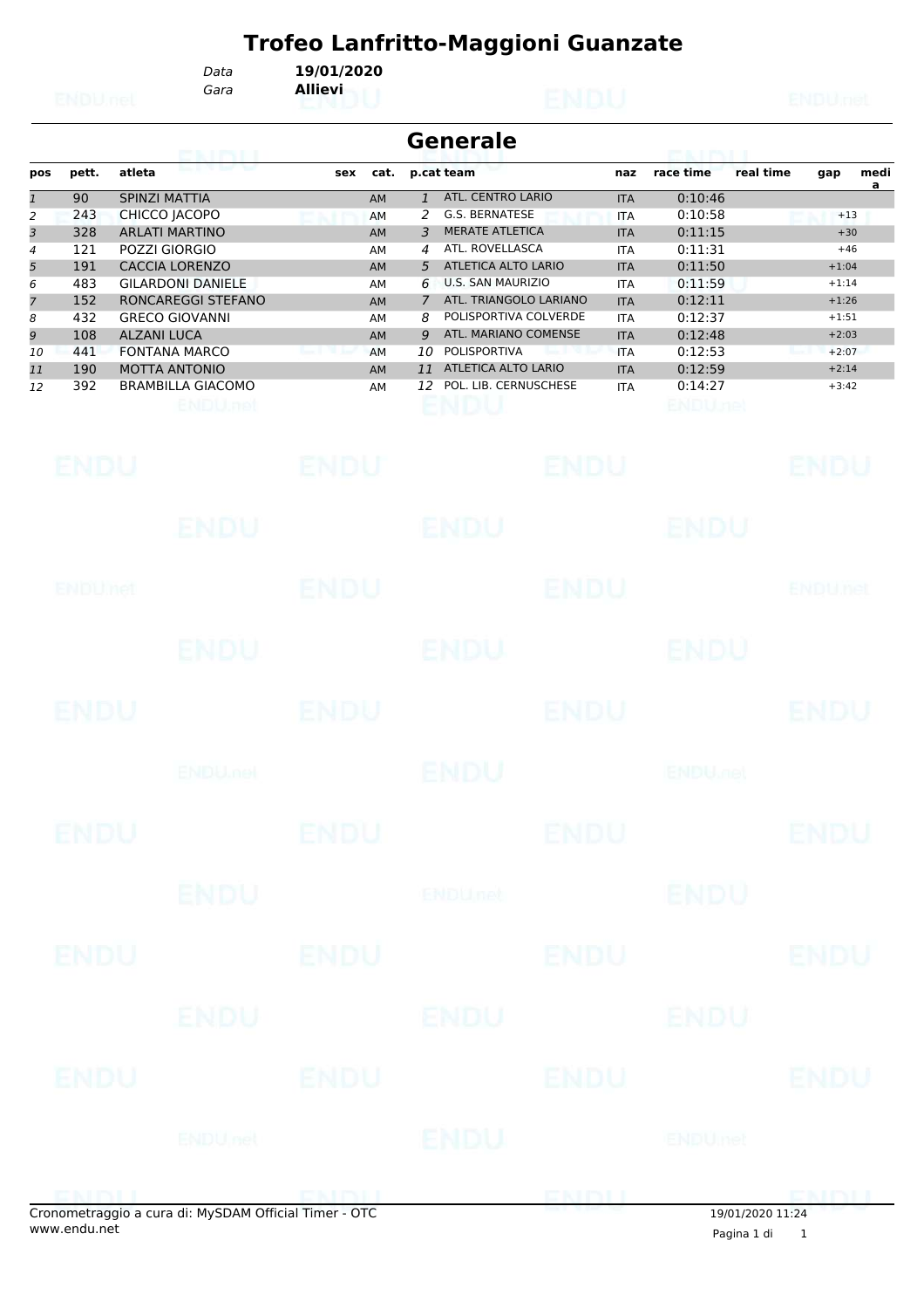# Trofeo Lanfritto-Maggioni Guanzate

*Data* **19/01/2020**
*Gara* **Allievi**

## Generale

| pos | pett. | atleta | sex | cat. | p.cat | team | naz | race time | real time | gap | media |
|---|---|---|---|---|---|---|---|---|---|---|---|
| 1 | 90 | SPINZI MATTIA | | AM | 1 | ATL. CENTRO LARIO | ITA | 0:10:46 | | | |
| 2 | 243 | CHICCO JACOPO | | AM | 2 | G.S. BERNATESE | ITA | 0:10:58 | | +13 | |
| 3 | 328 | ARLATI MARTINO | | AM | 3 | MERATE ATLETICA | ITA | 0:11:15 | | +30 | |
| 4 | 121 | POZZI GIORGIO | | AM | 4 | ATL. ROVELLASCA | ITA | 0:11:31 | | +46 | |
| 5 | 191 | CACCIA LORENZO | | AM | 5 | ATLETICA ALTO LARIO | ITA | 0:11:50 | | +1:04 | |
| 6 | 483 | GILARDONI DANIELE | | AM | 6 | U.S. SAN MAURIZIO | ITA | 0:11:59 | | +1:14 | |
| 7 | 152 | RONCAREGGI STEFANO | | AM | 7 | ATL. TRIANGOLO LARIANO | ITA | 0:12:11 | | +1:26 | |
| 8 | 432 | GRECO GIOVANNI | | AM | 8 | POLISPORTIVA COLVERDE | ITA | 0:12:37 | | +1:51 | |
| 9 | 108 | ALZANI LUCA | | AM | 9 | ATL. MARIANO COMENSE | ITA | 0:12:48 | | +2:03 | |
| 10 | 441 | FONTANA MARCO | | AM | 10 | POLISPORTIVA | ITA | 0:12:53 | | +2:07 | |
| 11 | 190 | MOTTA ANTONIO | | AM | 11 | ATLETICA ALTO LARIO | ITA | 0:12:59 | | +2:14 | |
| 12 | 392 | BRAMBILLA GIACOMO | | AM | 12 | POL. LIB. CERNUSCHESE | ITA | 0:14:27 | | +3:42 | |

Cronometraggio a cura di: MySDAM Official Timer - OTC
www.endu.net

19/01/2020 11:24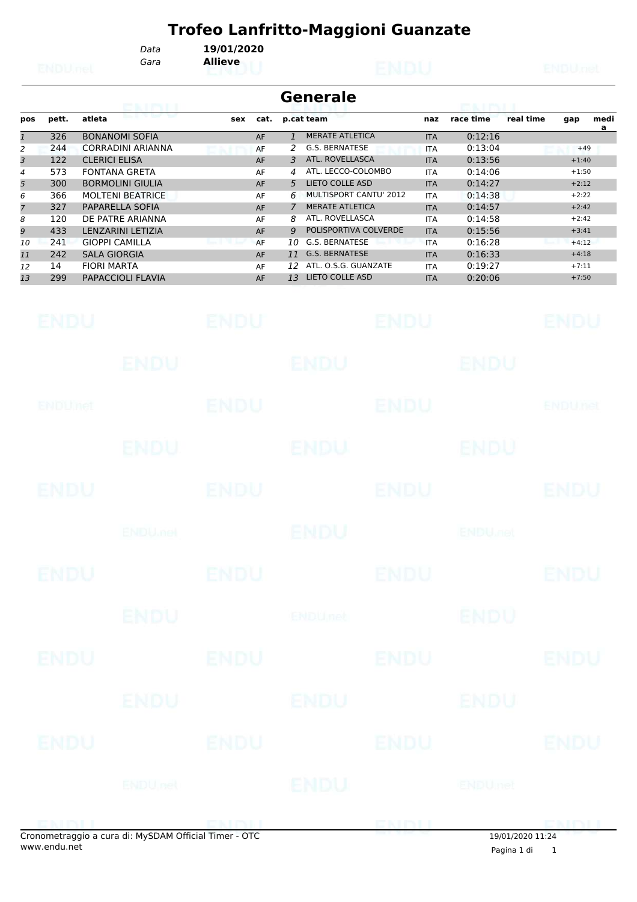# Trofeo Lanfritto-Maggioni Guanzate

*Data* **19/01/2020**
*Gara* **Allieve**

## Generale

| pos | pett. | atleta | sex | cat. | p.cat | team | naz | race time | real time | gap | media |
|---|---|---|---|---|---|---|---|---|---|---|---|
| 1 | 326 | BONANOMI SOFIA | | AF | 1 | MERATE ATLETICA | ITA | 0:12:16 | | | |
| 2 | 244 | CORRADINI ARIANNA | | AF | 2 | G.S. BERNATESE | ITA | 0:13:04 | | +49 | |
| 3 | 122 | CLERICI ELISA | | AF | 3 | ATL. ROVELLASCA | ITA | 0:13:56 | | +1:40 | |
| 4 | 573 | FONTANA GRETA | | AF | 4 | ATL. LECCO-COLOMBO | ITA | 0:14:06 | | +1:50 | |
| 5 | 300 | BORMOLINI GIULIA | | AF | 5 | LIETO COLLE ASD | ITA | 0:14:27 | | +2:12 | |
| 6 | 366 | MOLTENI BEATRICE | | AF | 6 | MULTISPORT CANTU' 2012 | ITA | 0:14:38 | | +2:22 | |
| 7 | 327 | PAPARELLA SOFIA | | AF | 7 | MERATE ATLETICA | ITA | 0:14:57 | | +2:42 | |
| 8 | 120 | DE PATRE ARIANNA | | AF | 8 | ATL. ROVELLASCA | ITA | 0:14:58 | | +2:42 | |
| 9 | 433 | LENZARINI LETIZIA | | AF | 9 | POLISPORTIVA COLVERDE | ITA | 0:15:56 | | +3:41 | |
| 10 | 241 | GIOPPI CAMILLA | | AF | 10 | G.S. BERNATESE | ITA | 0:16:28 | | +4:12 | |
| 11 | 242 | SALA GIORGIA | | AF | 11 | G.S. BERNATESE | ITA | 0:16:33 | | +4:18 | |
| 12 | 14 | FIORI MARTA | | AF | 12 | ATL. O.S.G. GUANZATE | ITA | 0:19:27 | | +7:11 | |
| 13 | 299 | PAPACCIOLI FLAVIA | | AF | 13 | LIETO COLLE ASD | ITA | 0:20:06 | | +7:50 | |

Cronometraggio a cura di: MySDAM Official Timer - OTC
www.endu.net

19/01/2020 11:24